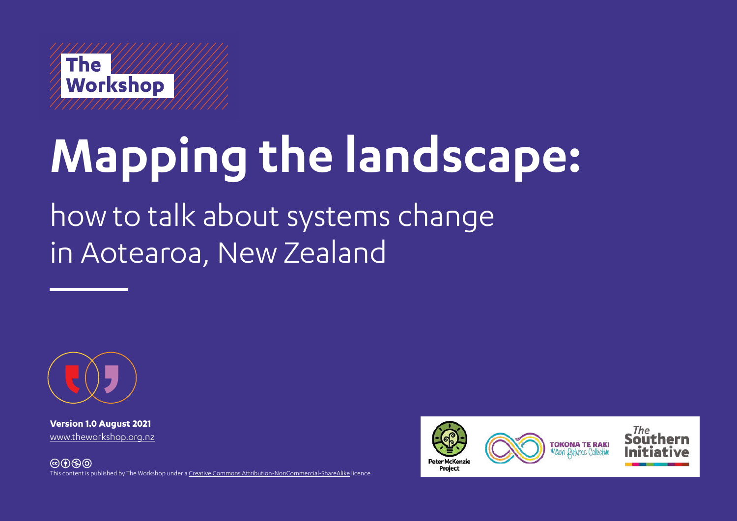The Workshop

# Mapping the landscape:

## how to talk about systems change in Aotearoa, New Zealand

**Version 1.0 August 2021**
www.theworkshop.org.nz

This content is published by The Workshop under a Creative Commons Attribution-NonCommercial-ShareAlike licence.

Peter McKenzie Project

TOKONA TE RAKI
Māori Futures Collective

The Southern Initiative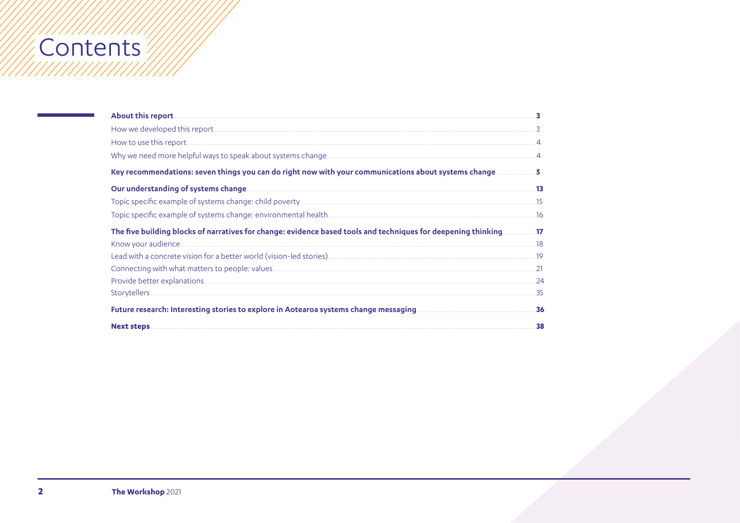# Contents

| | |
|---|---|
| **About this report** | **3** |
| How we developed this report | 3 |
| How to use this report | 4 |
| Why we need more helpful ways to speak about systems change | 4 |
| **Key recommendations: seven things you can do right now with your communications about systems change** | **5** |
| **Our understanding of systems change** | **13** |
| Topic specific example of systems change: child poverty | 15 |
| Topic specific example of systems change: environmental health | 16 |
| **The five building blocks of narratives for change: evidence based tools and techniques for deepening thinking** | **17** |
| Know your audience | 18 |
| Lead with a concrete vision for a better world (vision-led stories) | 19 |
| Connecting with what matters to people: values | 21 |
| Provide better explanations | 24 |
| Storytellers | 35 |
| **Future research: Interesting stories to explore in Aotearoa systems change messaging** | **36** |
| **Next steps** | **38** |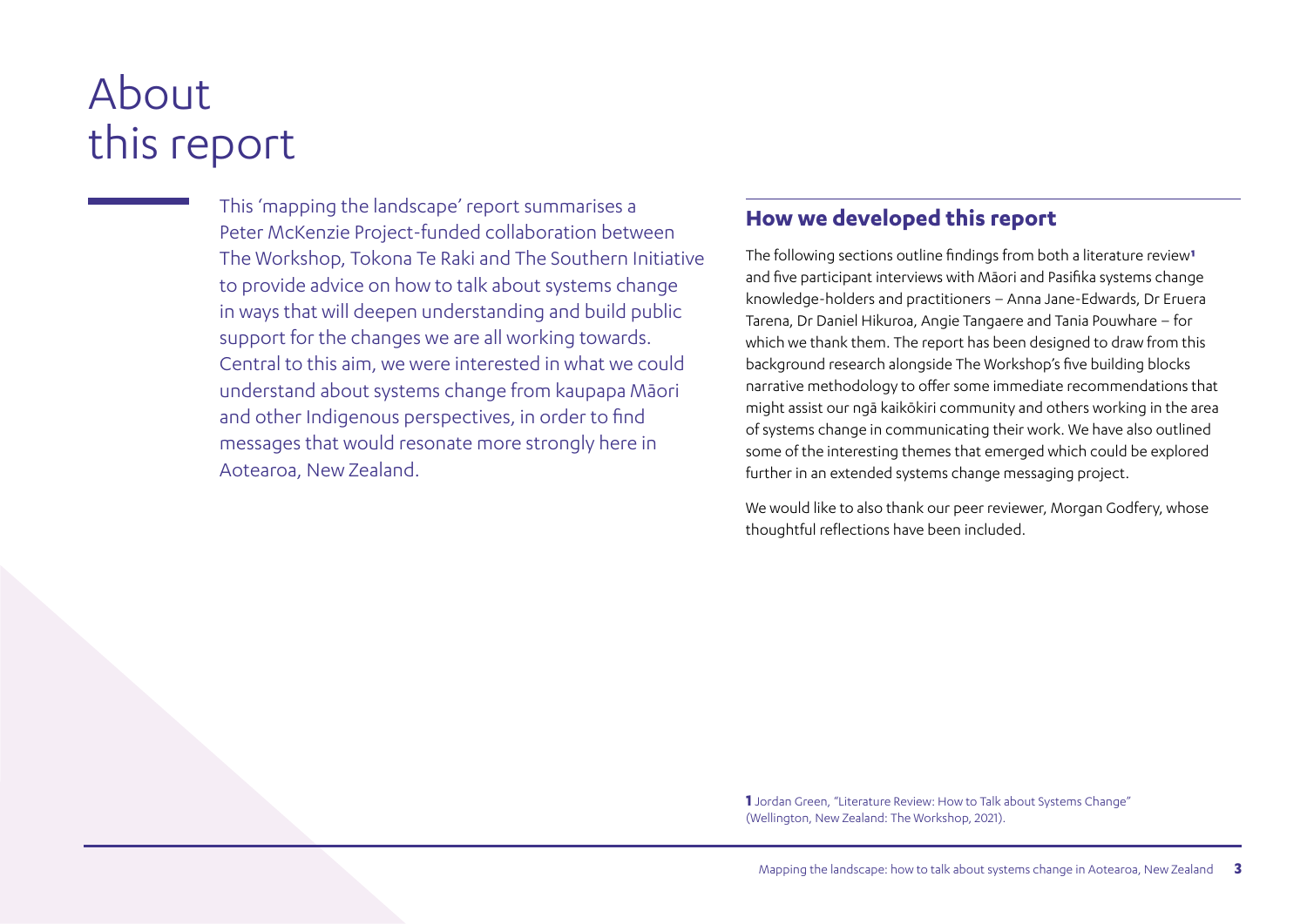# About this report

This 'mapping the landscape' report summarises a Peter McKenzie Project-funded collaboration between The Workshop, Tokona Te Raki and The Southern Initiative to provide advice on how to talk about systems change in ways that will deepen understanding and build public support for the changes we are all working towards. Central to this aim, we were interested in what we could understand about systems change from kaupapa Māori and other Indigenous perspectives, in order to find messages that would resonate more strongly here in Aotearoa, New Zealand.

## How we developed this report

The following sections outline findings from both a literature review[1] and five participant interviews with Māori and Pasifika systems change knowledge-holders and practitioners – Anna Jane-Edwards, Dr Eruera Tarena, Dr Daniel Hikuroa, Angie Tangaere and Tania Pouwhare – for which we thank them. The report has been designed to draw from this background research alongside The Workshop's five building blocks narrative methodology to offer some immediate recommendations that might assist our ngā kaikōkiri community and others working in the area of systems change in communicating their work. We have also outlined some of the interesting themes that emerged which could be explored further in an extended systems change messaging project.

We would like to also thank our peer reviewer, Morgan Godfery, whose thoughtful reflections have been included.

**1** Jordan Green, "Literature Review: How to Talk about Systems Change" (Wellington, New Zealand: The Workshop, 2021).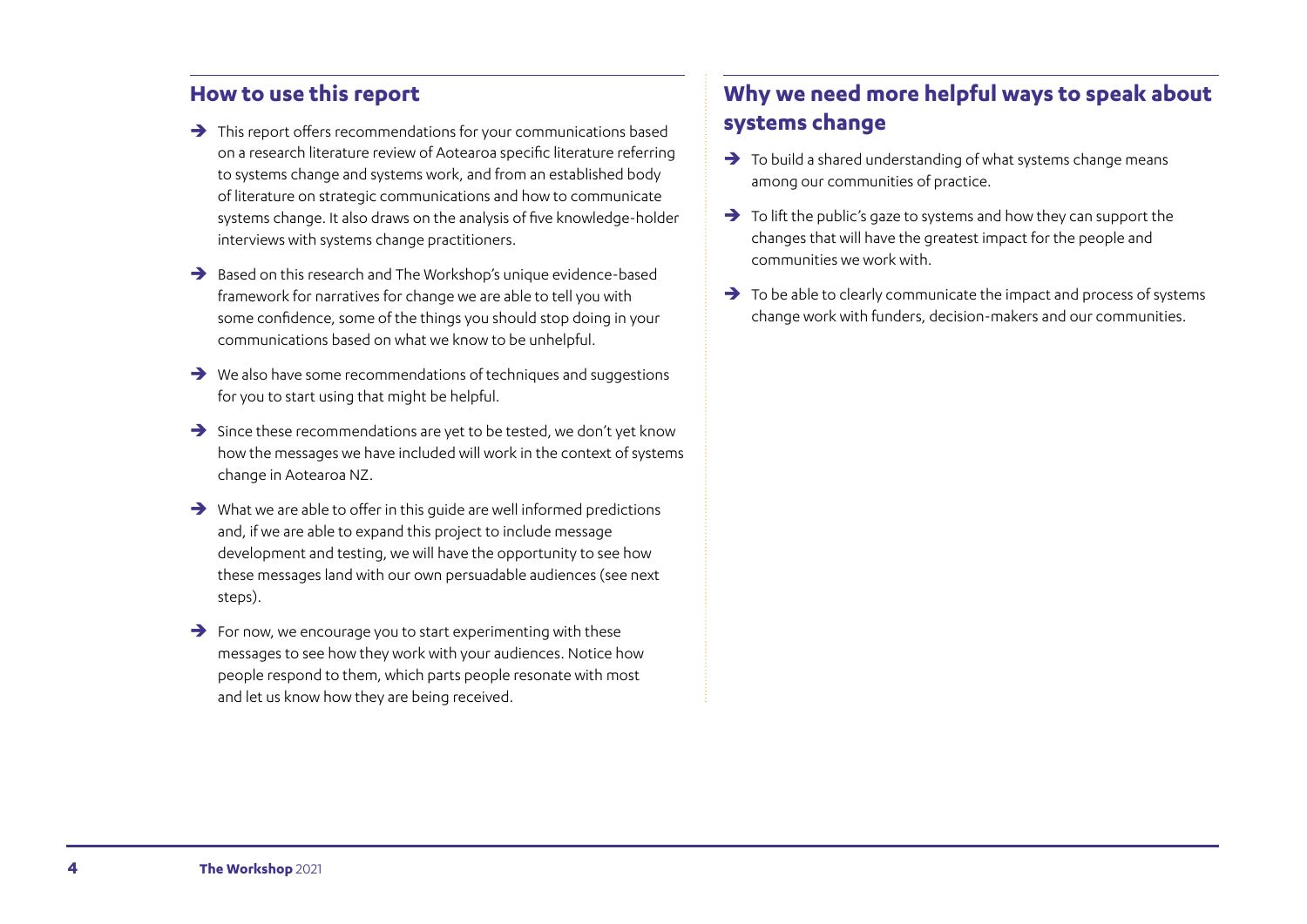## How to use this report

- This report offers recommendations for your communications based on a research literature review of Aotearoa specific literature referring to systems change and systems work, and from an established body of literature on strategic communications and how to communicate systems change. It also draws on the analysis of five knowledge-holder interviews with systems change practitioners.
- Based on this research and The Workshop's unique evidence-based framework for narratives for change we are able to tell you with some confidence, some of the things you should stop doing in your communications based on what we know to be unhelpful.
- We also have some recommendations of techniques and suggestions for you to start using that might be helpful.
- Since these recommendations are yet to be tested, we don't yet know how the messages we have included will work in the context of systems change in Aotearoa NZ.
- What we are able to offer in this guide are well informed predictions and, if we are able to expand this project to include message development and testing, we will have the opportunity to see how these messages land with our own persuadable audiences (see next steps).
- For now, we encourage you to start experimenting with these messages to see how they work with your audiences. Notice how people respond to them, which parts people resonate with most and let us know how they are being received.

## Why we need more helpful ways to speak about systems change

- To build a shared understanding of what systems change means among our communities of practice.
- To lift the public's gaze to systems and how they can support the changes that will have the greatest impact for the people and communities we work with.
- To be able to clearly communicate the impact and process of systems change work with funders, decision-makers and our communities.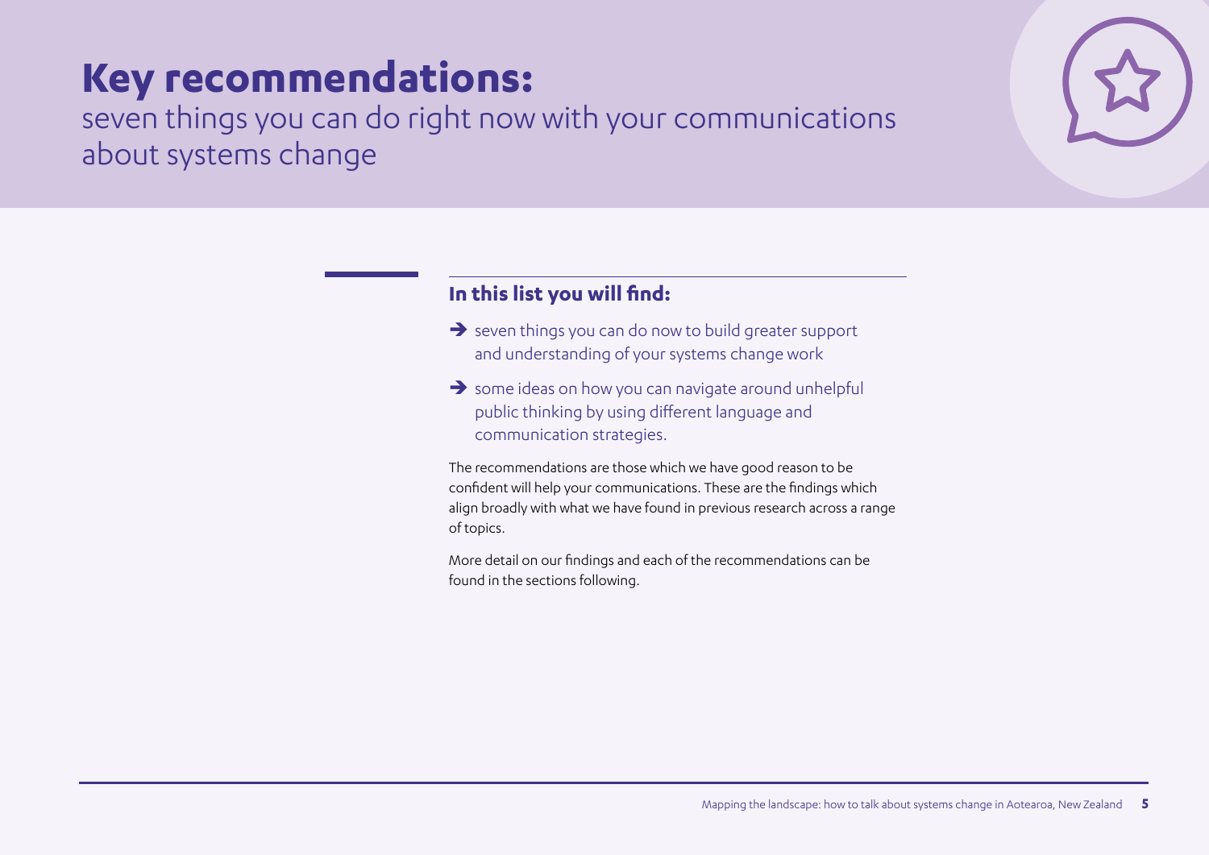# Key recommendations:

seven things you can do right now with your communications about systems change

## In this list you will find:

- seven things you can do now to build greater support and understanding of your systems change work
- some ideas on how you can navigate around unhelpful public thinking by using different language and communication strategies.

The recommendations are those which we have good reason to be confident will help your communications. These are the findings which align broadly with what we have found in previous research across a range of topics.

More detail on our findings and each of the recommendations can be found in the sections following.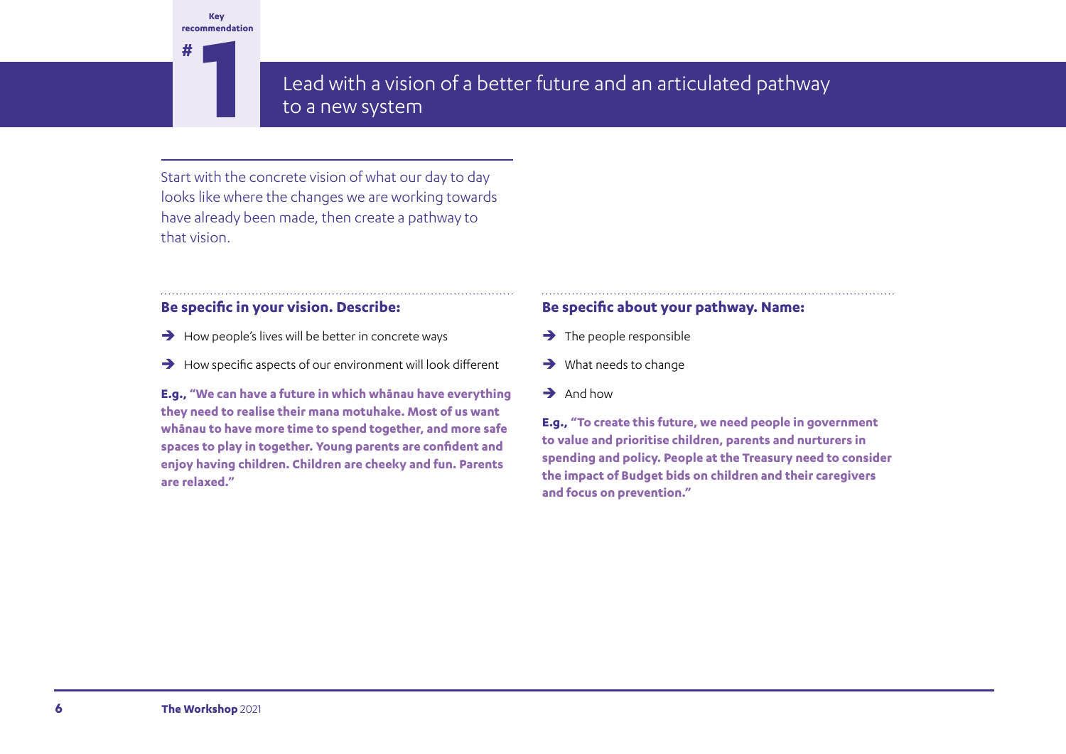Key recommendation

# #1 Lead with a vision of a better future and an articulated pathway to a new system

Start with the concrete vision of what our day to day looks like where the changes we are working towards have already been made, then create a pathway to that vision.

**Be specific in your vision. Describe:**

- How people's lives will be better in concrete ways
- How specific aspects of our environment will look different

**E.g., "We can have a future in which whānau have everything they need to realise their mana motuhake. Most of us want whānau to have more time to spend together, and more safe spaces to play in together. Young parents are confident and enjoy having children. Children are cheeky and fun. Parents are relaxed."**

**Be specific about your pathway. Name:**

- The people responsible
- What needs to change
- And how

**E.g., "To create this future, we need people in government to value and prioritise children, parents and nurturers in spending and policy. People at the Treasury need to consider the impact of Budget bids on children and their caregivers and focus on prevention."**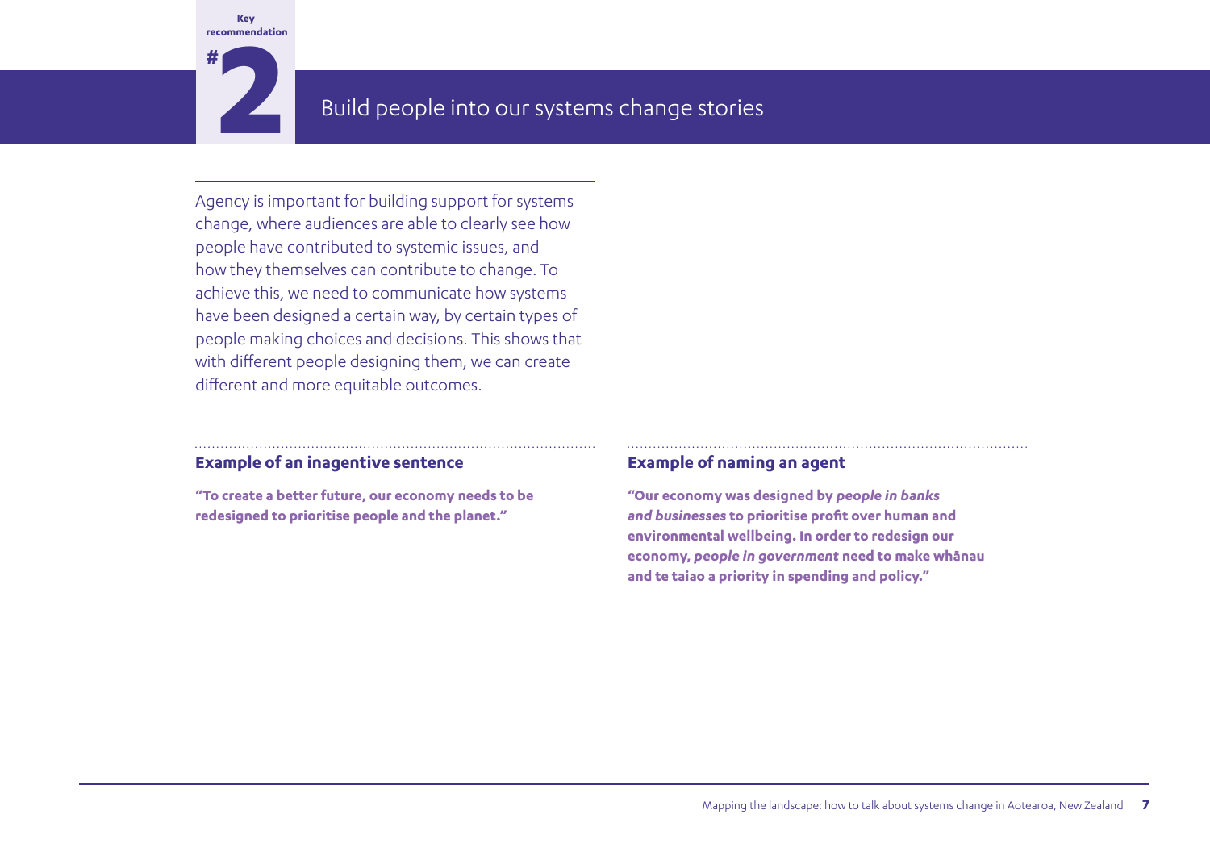Key recommendation

# #2 Build people into our systems change stories

Agency is important for building support for systems change, where audiences are able to clearly see how people have contributed to systemic issues, and how they themselves can contribute to change. To achieve this, we need to communicate how systems have been designed a certain way, by certain types of people making choices and decisions. This shows that with different people designing them, we can create different and more equitable outcomes.

### Example of an inagentive sentence

**"To create a better future, our economy needs to be redesigned to prioritise people and the planet."**

### Example of naming an agent

**"Our economy was designed by *people in banks and businesses* to prioritise profit over human and environmental wellbeing. In order to redesign our economy, *people in government* need to make whānau and te taiao a priority in spending and policy."**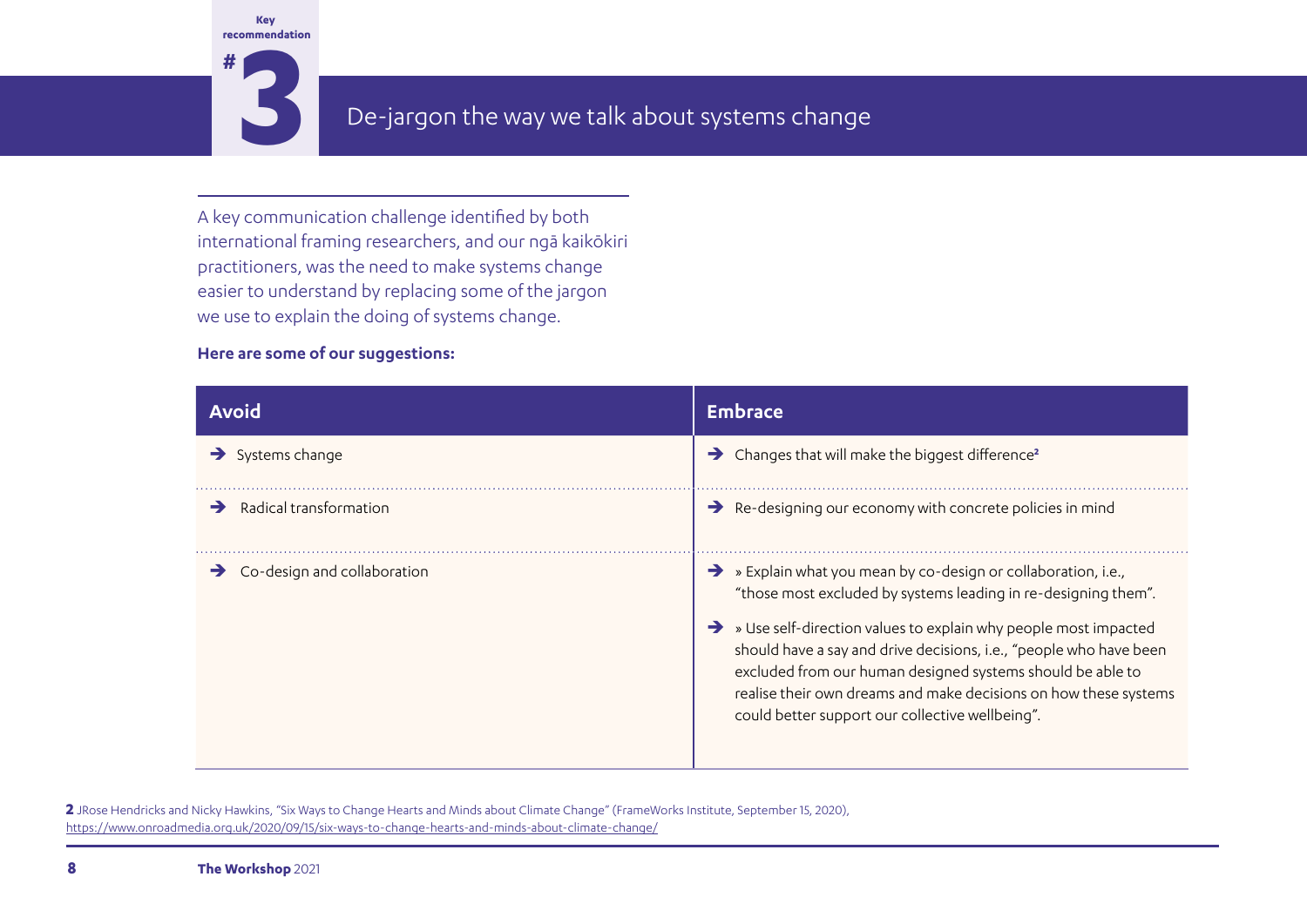Key recommendation #3

# De-jargon the way we talk about systems change

A key communication challenge identified by both international framing researchers, and our ngā kaikōkiri practitioners, was the need to make systems change easier to understand by replacing some of the jargon we use to explain the doing of systems change.

**Here are some of our suggestions:**

| Avoid | Embrace |
| --- | --- |
| → Systems change | → Changes that will make the biggest difference[2] |
| → Radical transformation | → Re-designing our economy with concrete policies in mind |
| → Co-design and collaboration | → » Explain what you mean by co-design or collaboration, i.e., "those most excluded by systems leading in re-designing them". <br> → » Use self-direction values to explain why people most impacted should have a say and drive decisions, i.e., "people who have been excluded from our human designed systems should be able to realise their own dreams and make decisions on how these systems could better support our collective wellbeing". |

**2** JRose Hendricks and Nicky Hawkins, "Six Ways to Change Hearts and Minds about Climate Change" (FrameWorks Institute, September 15, 2020), https://www.onroadmedia.org.uk/2020/09/15/six-ways-to-change-hearts-and-minds-about-climate-change/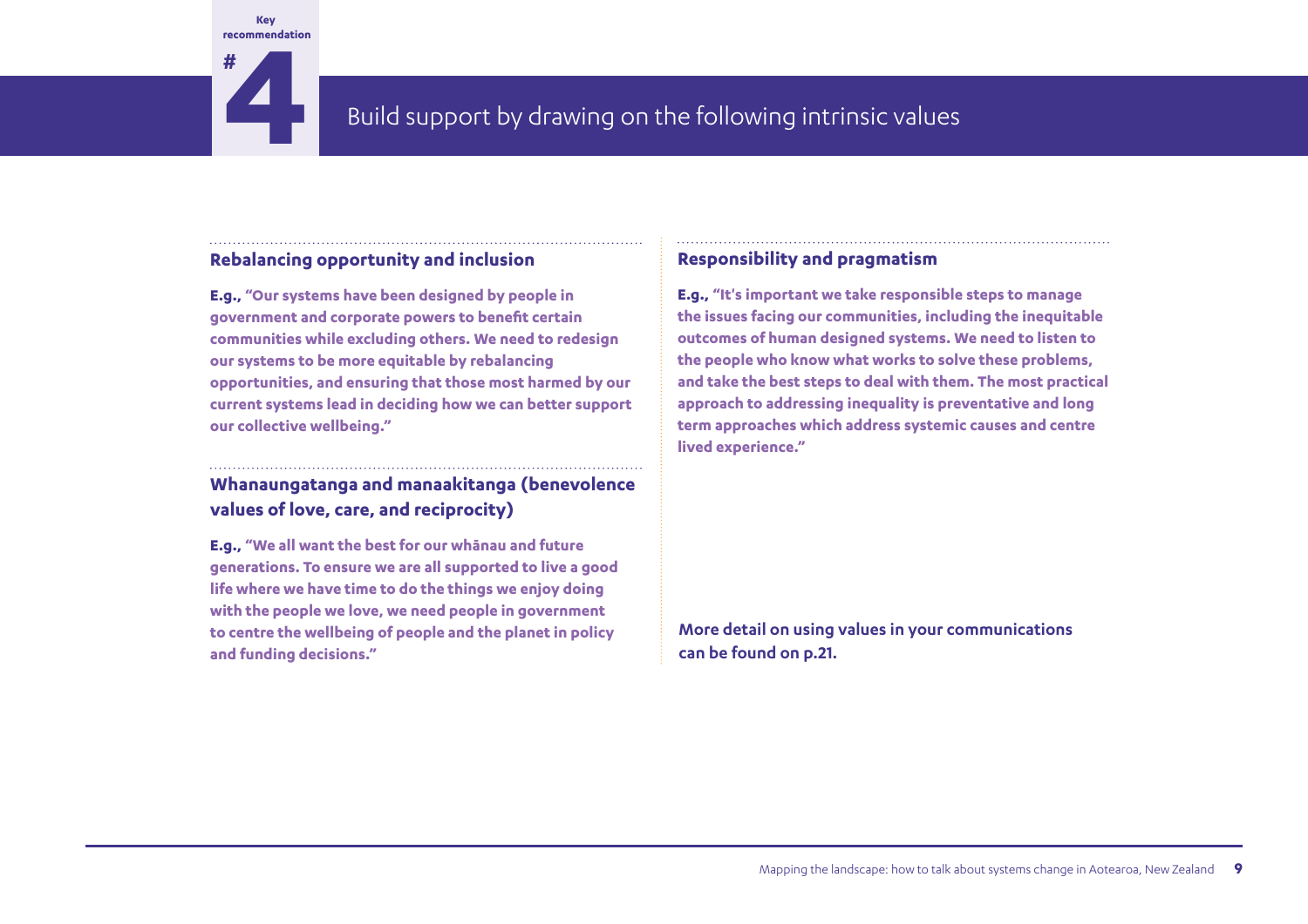Key recommendation

# #4 Build support by drawing on the following intrinsic values

### Rebalancing opportunity and inclusion

**E.g.,** **"Our systems have been designed by people in government and corporate powers to benefit certain communities while excluding others. We need to redesign our systems to be more equitable by rebalancing opportunities, and ensuring that those most harmed by our current systems lead in deciding how we can better support our collective wellbeing."**

### Whanaungatanga and manaakitanga (benevolence values of love, care, and reciprocity)

**E.g.,** **"We all want the best for our whānau and future generations. To ensure we are all supported to live a good life where we have time to do the things we enjoy doing with the people we love, we need people in government to centre the wellbeing of people and the planet in policy and funding decisions."**

### Responsibility and pragmatism

**E.g.,** **"It's important we take responsible steps to manage the issues facing our communities, including the inequitable outcomes of human designed systems. We need to listen to the people who know what works to solve these problems, and take the best steps to deal with them. The most practical approach to addressing inequality is preventative and long term approaches which address systemic causes and centre lived experience."**

**More detail on using values in your communications can be found on p.21.**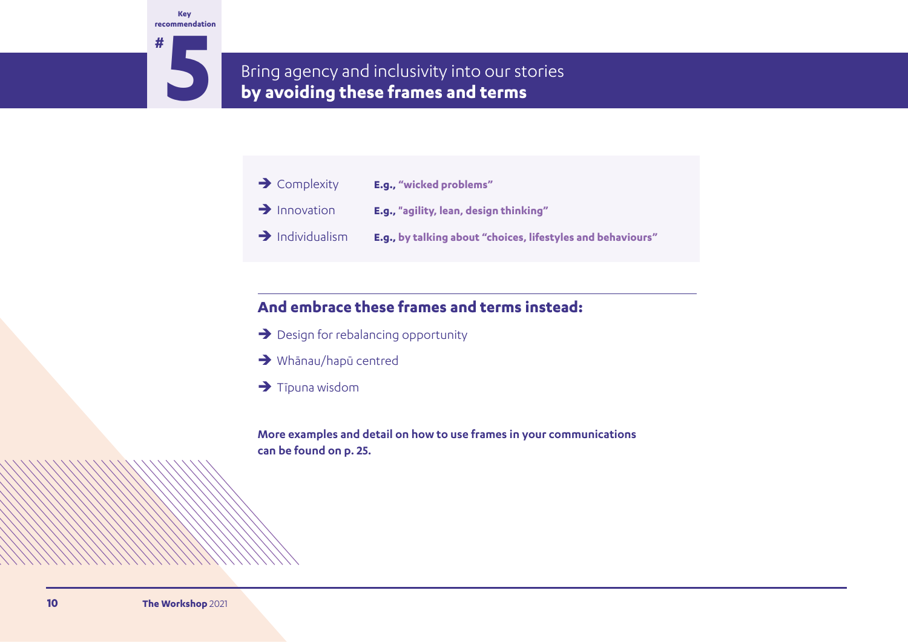Key recommendation

# 5

## Bring agency and inclusivity into our stories **by avoiding these frames and terms**

| | |
|---|---|
| → Complexity | **E.g., "wicked problems"** |
| → Innovation | **E.g., "agility, lean, design thinking"** |
| → Individualism | **E.g., by talking about "choices, lifestyles and behaviours"** |

### And embrace these frames and terms instead:

- → Design for rebalancing opportunity
- → Whānau/hapū centred
- → Tīpuna wisdom

**More examples and detail on how to use frames in your communications can be found on p. 25.**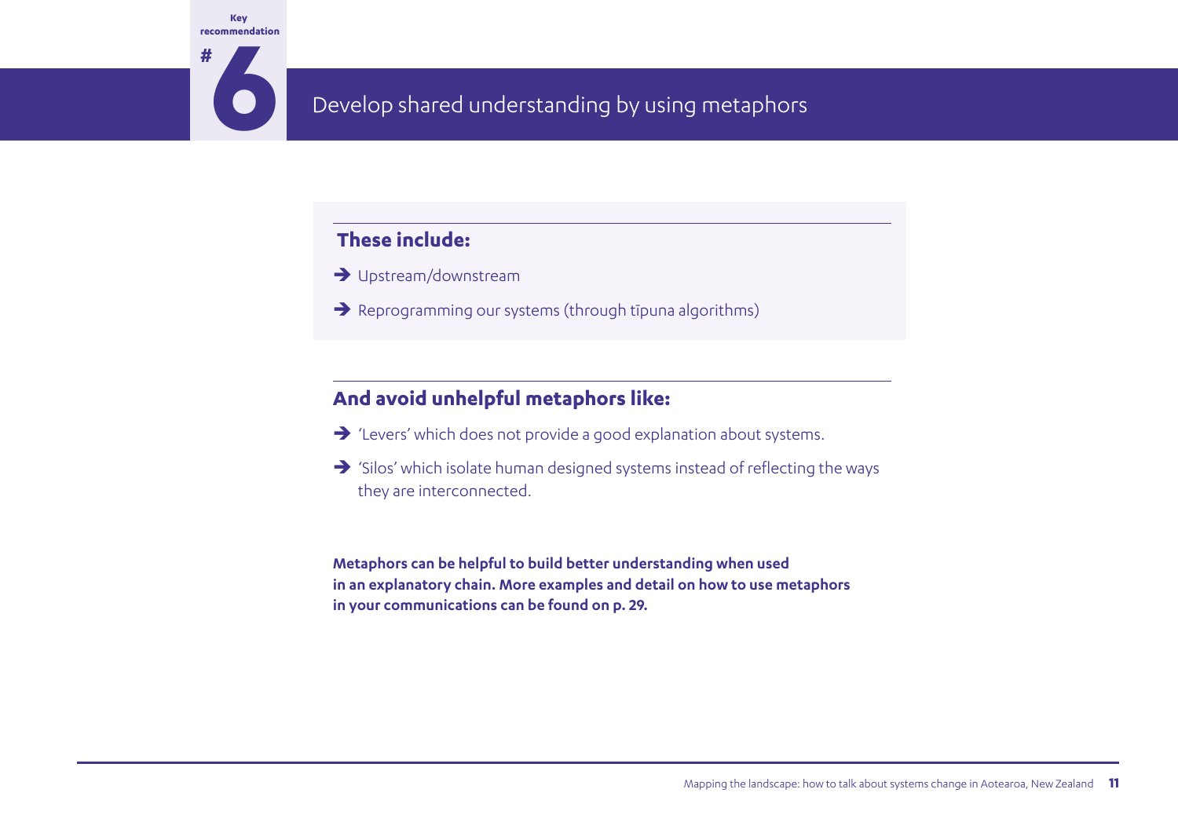Key recommendation

# 6

## Develop shared understanding by using metaphors

### These include:

- Upstream/downstream
- Reprogramming our systems (through tīpuna algorithms)

### And avoid unhelpful metaphors like:

- 'Levers' which does not provide a good explanation about systems.
- 'Silos' which isolate human designed systems instead of reflecting the ways they are interconnected.

**Metaphors can be helpful to build better understanding when used in an explanatory chain. More examples and detail on how to use metaphors in your communications can be found on p. 29.**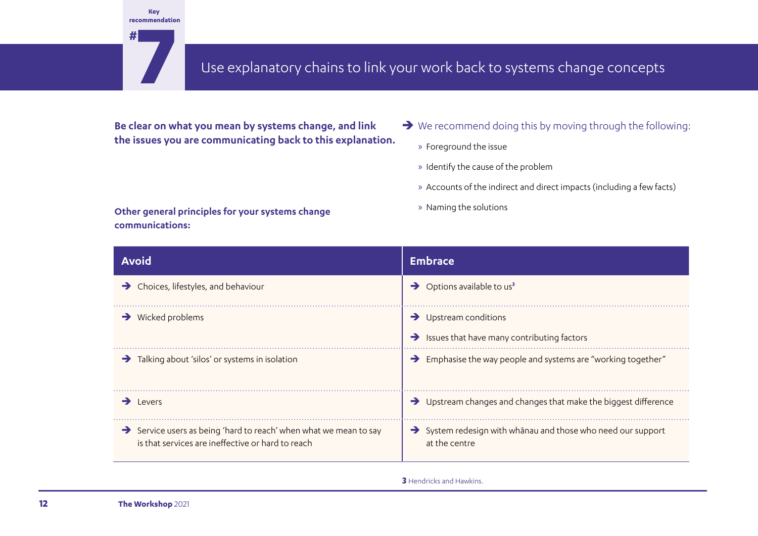Key recommendation #7

# Use explanatory chains to link your work back to systems change concepts

**Be clear on what you mean by systems change, and link the issues you are communicating back to this explanation.**

➔ We recommend doing this by moving through the following:

- Foreground the issue
- Identify the cause of the problem
- Accounts of the indirect and direct impacts (including a few facts)
- Naming the solutions

**Other general principles for your systems change communications:**

| Avoid | Embrace |
|---|---|
| ➔ Choices, lifestyles, and behaviour | ➔ Options available to us[3] |
| ➔ Wicked problems | ➔ Upstream conditions<br>➔ Issues that have many contributing factors |
| ➔ Talking about 'silos' or systems in isolation | ➔ Emphasise the way people and systems are "working together" |
| ➔ Levers | ➔ Upstream changes and changes that make the biggest difference |
| ➔ Service users as being 'hard to reach' when what we mean to say is that services are ineffective or hard to reach | ➔ System redesign with whānau and those who need our support at the centre |

3 Hendricks and Hawkins.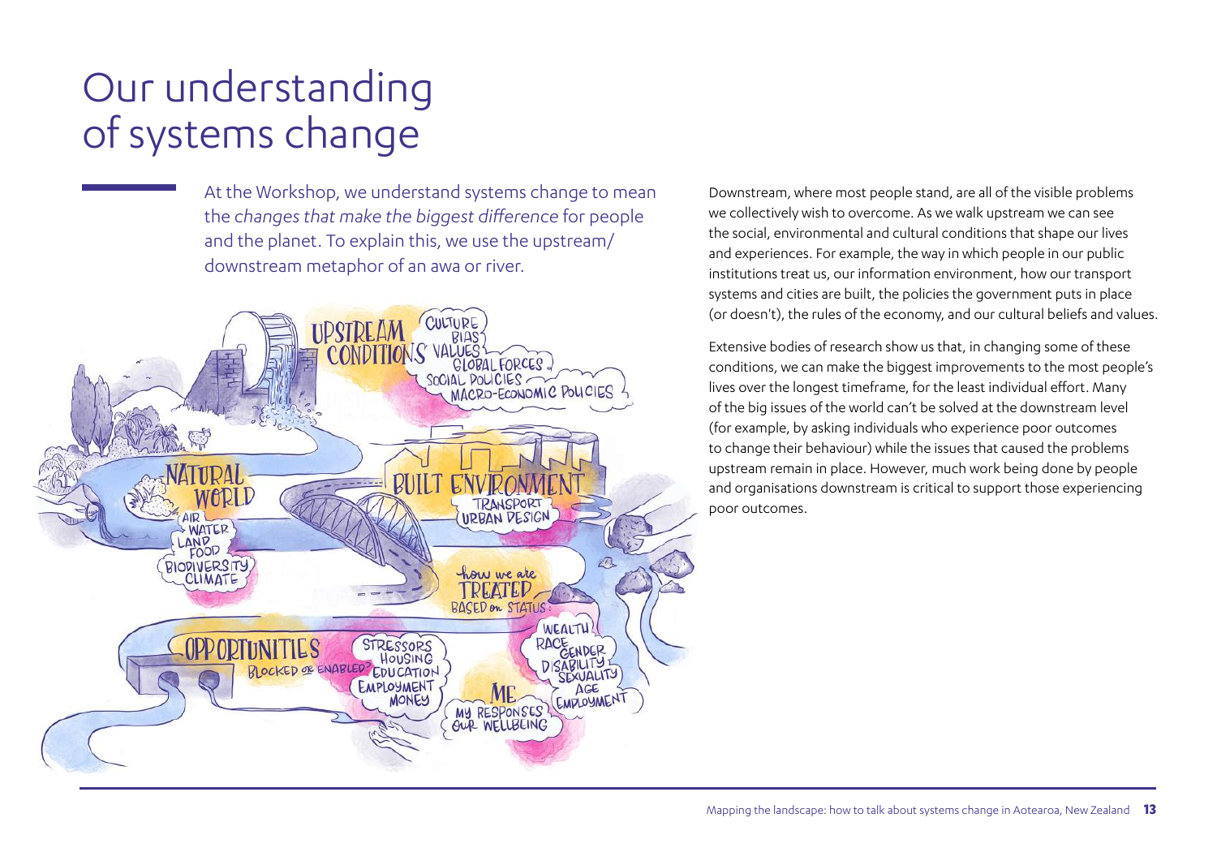# Our understanding of systems change

At the Workshop, we understand systems change to mean the *changes that make the biggest difference* for people and the planet. To explain this, we use the upstream/downstream metaphor of an awa or river.

UPSTREAM CONDITIONS
CULTURE
BIAS
VALUES
GLOBAL FORCES
SOCIAL POLICIES
MACRO-ECONOMIC POLICIES

NATURAL WORLD
AIR
WATER
LAND
FOOD
BIODIVERSITY
CLIMATE

BUILT ENVIRONMENT
TRANSPORT
URBAN DESIGN

how we are TREATED
BASED on STATUS:
WEALTH
RACE
GENDER
DISABILITY
SEXUALITY
AGE
EMPLOYMENT

OPPORTUNITIES
BLOCKED or ENABLED?
STRESSORS
HOUSING
EDUCATION
EMPLOYMENT
MONEY

ME
MY RESPONSES
OUR WELLBEING

Downstream, where most people stand, are all of the visible problems we collectively wish to overcome. As we walk upstream we can see the social, environmental and cultural conditions that shape our lives and experiences. For example, the way in which people in our public institutions treat us, our information environment, how our transport systems and cities are built, the policies the government puts in place (or doesn't), the rules of the economy, and our cultural beliefs and values.

Extensive bodies of research show us that, in changing some of these conditions, we can make the biggest improvements to the most people's lives over the longest timeframe, for the least individual effort. Many of the big issues of the world can't be solved at the downstream level (for example, by asking individuals who experience poor outcomes to change their behaviour) while the issues that caused the problems upstream remain in place. However, much work being done by people and organisations downstream is critical to support those experiencing poor outcomes.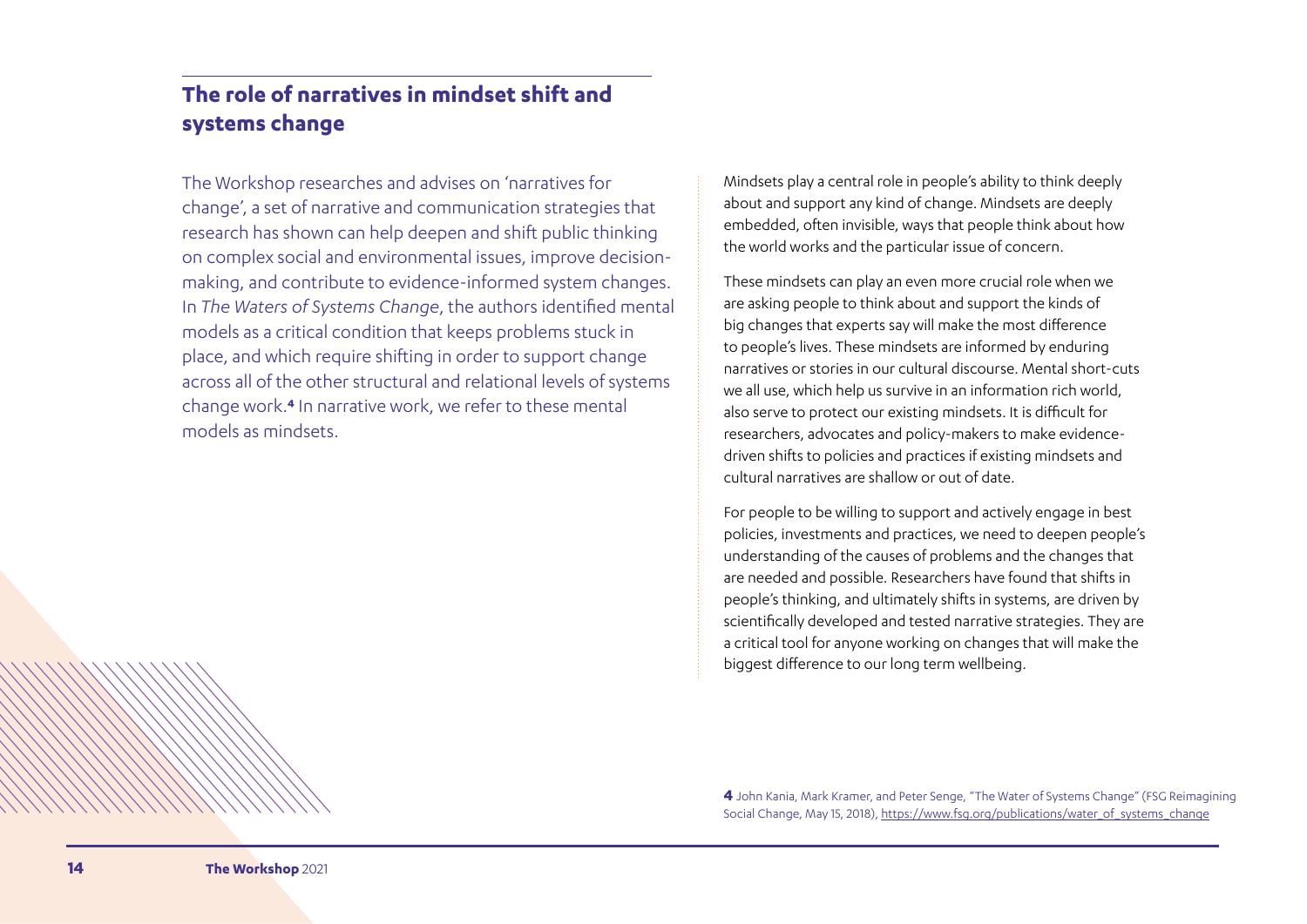## The role of narratives in mindset shift and systems change

The Workshop researches and advises on 'narratives for change', a set of narrative and communication strategies that research has shown can help deepen and shift public thinking on complex social and environmental issues, improve decision-making, and contribute to evidence-informed system changes. In *The Waters of Systems Change*, the authors identified mental models as a critical condition that keeps problems stuck in place, and which require shifting in order to support change across all of the other structural and relational levels of systems change work.[4] In narrative work, we refer to these mental models as mindsets.

Mindsets play a central role in people's ability to think deeply about and support any kind of change. Mindsets are deeply embedded, often invisible, ways that people think about how the world works and the particular issue of concern.

These mindsets can play an even more crucial role when we are asking people to think about and support the kinds of big changes that experts say will make the most difference to people's lives. These mindsets are informed by enduring narratives or stories in our cultural discourse. Mental short-cuts we all use, which help us survive in an information rich world, also serve to protect our existing mindsets. It is difficult for researchers, advocates and policy-makers to make evidence-driven shifts to policies and practices if existing mindsets and cultural narratives are shallow or out of date.

For people to be willing to support and actively engage in best policies, investments and practices, we need to deepen people's understanding of the causes of problems and the changes that are needed and possible. Researchers have found that shifts in people's thinking, and ultimately shifts in systems, are driven by scientifically developed and tested narrative strategies. They are a critical tool for anyone working on changes that will make the biggest difference to our long term wellbeing.

**4** John Kania, Mark Kramer, and Peter Senge, "The Water of Systems Change" (FSG Reimagining Social Change, May 15, 2018), https://www.fsg.org/publications/water_of_systems_change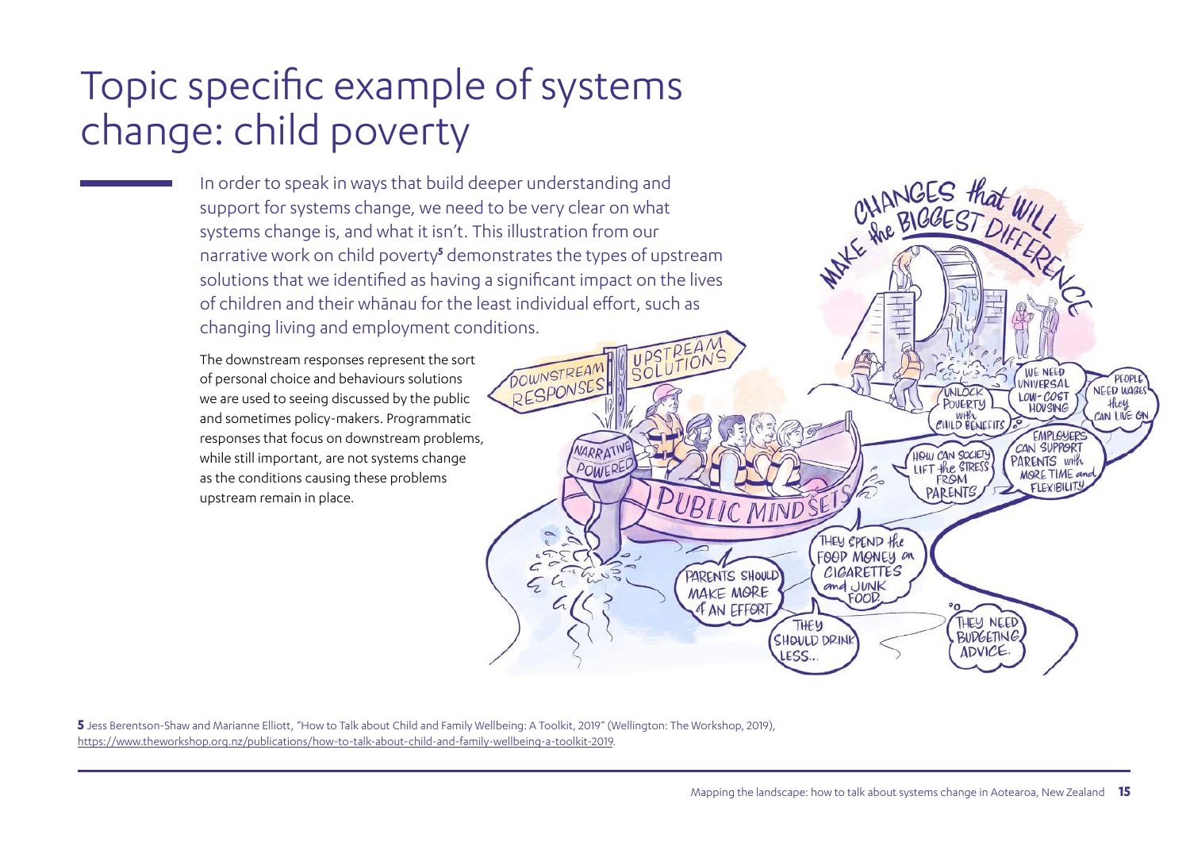# Topic specific example of systems change: child poverty

In order to speak in ways that build deeper understanding and support for systems change, we need to be very clear on what systems change is, and what it isn't. This illustration from our narrative work on child poverty[5] demonstrates the types of upstream solutions that we identified as having a significant impact on the lives of children and their whānau for the least individual effort, such as changing living and employment conditions.

The downstream responses represent the sort of personal choice and behaviours solutions we are used to seeing discussed by the public and sometimes policy-makers. Programmatic responses that focus on downstream problems, while still important, are not systems change as the conditions causing these problems upstream remain in place.

CHANGES that WILL MAKE the BIGGEST DIFFERENCE

DOWNSTREAM RESPONSES

UPSTREAM SOLUTIONS

NARRATIVE POWERED

PUBLIC MINDSETS

UNLOCK POVERTY WITH CHILD BENEFITS

WE NEED UNIVERSAL LOW-COST HOUSING

PEOPLE NEED WAGES they CAN LIVE ON

HOW CAN SOCIETY LIFT the STRESS FROM PARENTS

EMPLOYERS CAN SUPPORT PARENTS with MORE TIME and FLEXIBILITY

THEY SPEND the FOOD MONEY on CIGARETTES and JUNK FOOD

PARENTS SHOULD MAKE MORE of AN EFFORT

THEY SHOULD DRINK LESS...

THEY NEED BUDGETING ADVICE.

5 Jess Berentson-Shaw and Marianne Elliott, "How to Talk about Child and Family Wellbeing: A Toolkit, 2019" (Wellington: The Workshop, 2019), https://www.theworkshop.org.nz/publications/how-to-talk-about-child-and-family-wellbeing-a-toolkit-2019.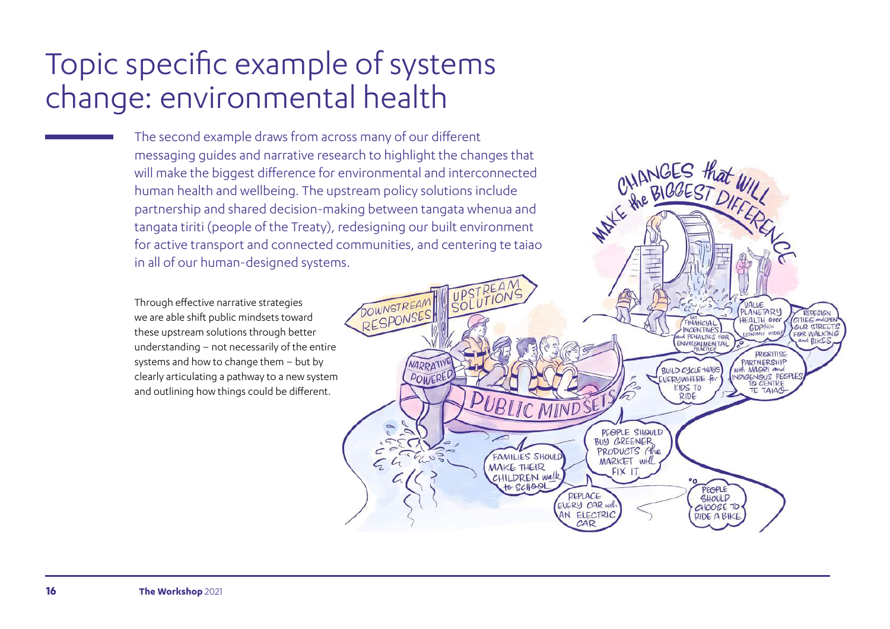# Topic specific example of systems change: environmental health

The second example draws from across many of our different messaging guides and narrative research to highlight the changes that will make the biggest difference for environmental and interconnected human health and wellbeing. The upstream policy solutions include partnership and shared decision-making between tangata whenua and tangata tiriti (people of the Treaty), redesigning our built environment for active transport and connected communities, and centering te taiao in all of our human-designed systems.

Through effective narrative strategies we are able shift public mindsets toward these upstream solutions through better understanding – not necessarily of the entire systems and how to change them – but by clearly articulating a pathway to a new system and outlining how things could be different.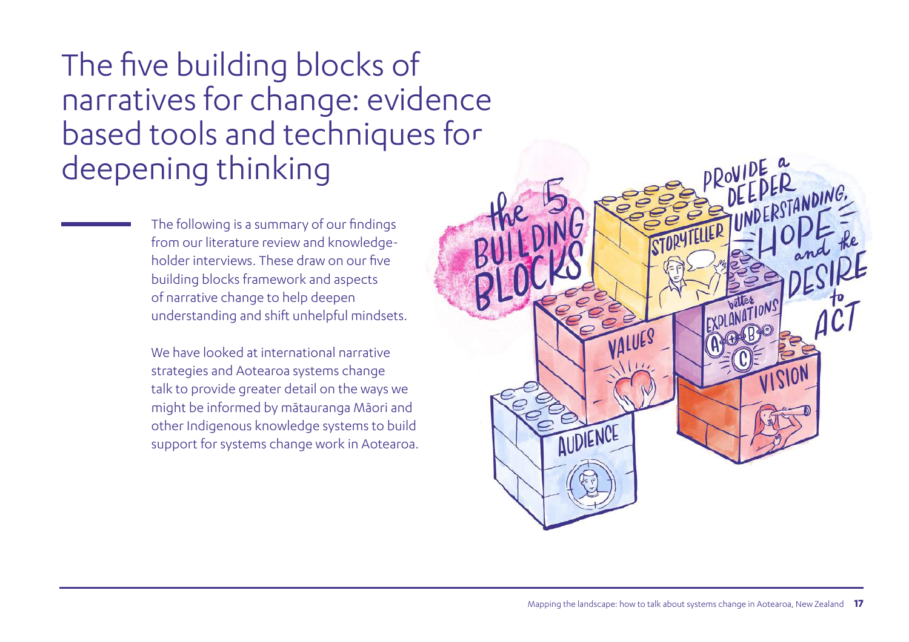# The five building blocks of narratives for change: evidence based tools and techniques for deepening thinking

The following is a summary of our findings from our literature review and knowledge-holder interviews. These draw on our five building blocks framework and aspects of narrative change to help deepen understanding and shift unhelpful mindsets.

We have looked at international narrative strategies and Aotearoa systems change talk to provide greater detail on the ways we might be informed by mātauranga Māori and other Indigenous knowledge systems to build support for systems change work in Aotearoa.

the 5 BUILDING BLOCKS

STORYTELLER

VALUES

better EXPLANATIONS

VISION

AUDIENCE

PROVIDE a DEEPER UNDERSTANDING, HOPE and the DESIRE to ACT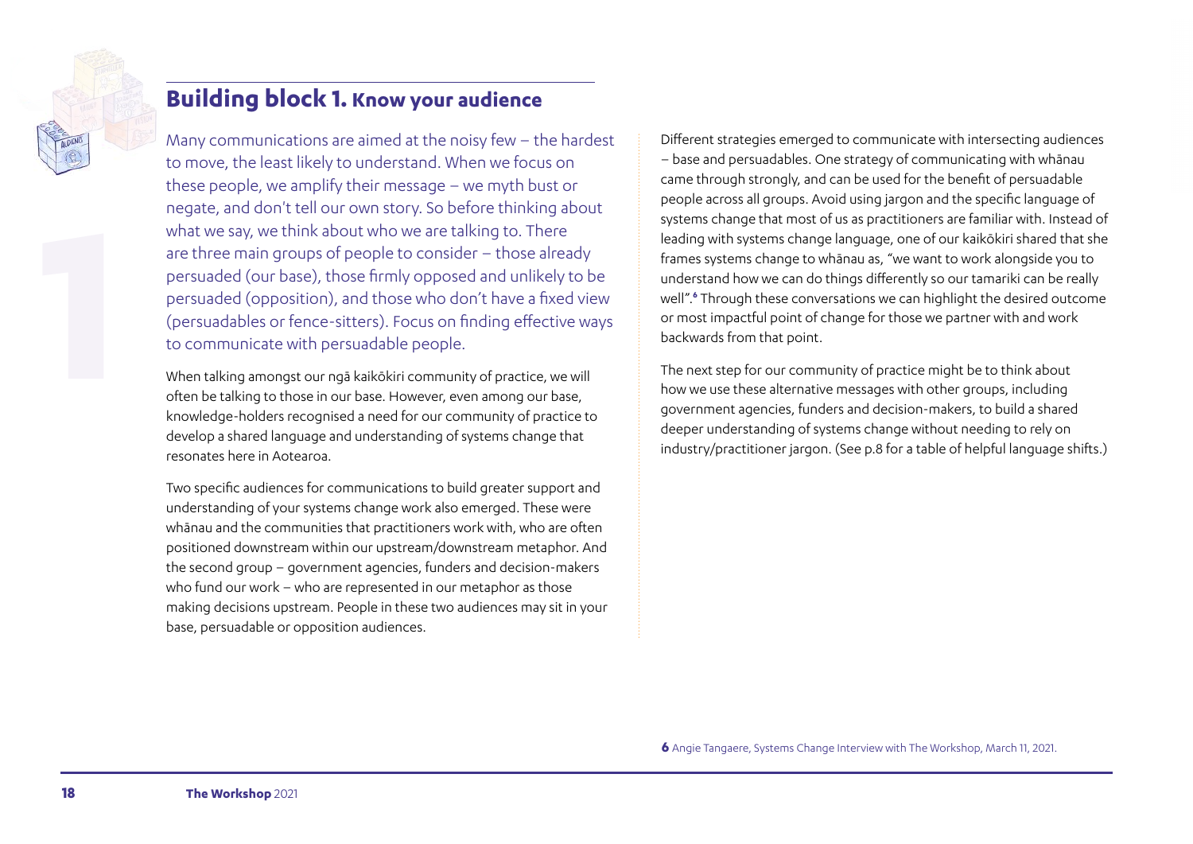## Building block 1. Know your audience

Many communications are aimed at the noisy few – the hardest to move, the least likely to understand. When we focus on these people, we amplify their message – we myth bust or negate, and don't tell our own story. So before thinking about what we say, we think about who we are talking to. There are three main groups of people to consider – those already persuaded (our base), those firmly opposed and unlikely to be persuaded (opposition), and those who don't have a fixed view (persuadables or fence-sitters). Focus on finding effective ways to communicate with persuadable people.

When talking amongst our ngā kaikōkiri community of practice, we will often be talking to those in our base. However, even among our base, knowledge-holders recognised a need for our community of practice to develop a shared language and understanding of systems change that resonates here in Aotearoa.

Two specific audiences for communications to build greater support and understanding of your systems change work also emerged. These were whānau and the communities that practitioners work with, who are often positioned downstream within our upstream/downstream metaphor. And the second group – government agencies, funders and decision-makers who fund our work – who are represented in our metaphor as those making decisions upstream. People in these two audiences may sit in your base, persuadable or opposition audiences.

Different strategies emerged to communicate with intersecting audiences – base and persuadables. One strategy of communicating with whānau came through strongly, and can be used for the benefit of persuadable people across all groups. Avoid using jargon and the specific language of systems change that most of us as practitioners are familiar with. Instead of leading with systems change language, one of our kaikōkiri shared that she frames systems change to whānau as, "we want to work alongside you to understand how we can do things differently so our tamariki can be really well".[6] Through these conversations we can highlight the desired outcome or most impactful point of change for those we partner with and work backwards from that point.

The next step for our community of practice might be to think about how we use these alternative messages with other groups, including government agencies, funders and decision-makers, to build a shared deeper understanding of systems change without needing to rely on industry/practitioner jargon. (See p.8 for a table of helpful language shifts.)

[6] Angie Tangaere, Systems Change Interview with The Workshop, March 11, 2021.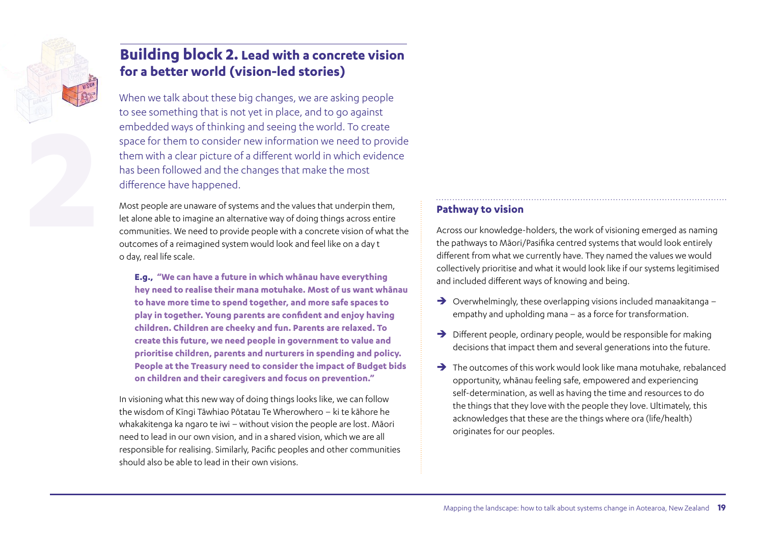## Building block 2. Lead with a concrete vision for a better world (vision-led stories)

When we talk about these big changes, we are asking people to see something that is not yet in place, and to go against embedded ways of thinking and seeing the world. To create space for them to consider new information we need to provide them with a clear picture of a different world in which evidence has been followed and the changes that make the most difference have happened.

Most people are unaware of systems and the values that underpin them, let alone able to imagine an alternative way of doing things across entire communities. We need to provide people with a concrete vision of what the outcomes of a reimagined system would look and feel like on a day t o day, real life scale.

> **E.g., "We can have a future in which whānau have everything hey need to realise their mana motuhake. Most of us want whānau to have more time to spend together, and more safe spaces to play in together. Young parents are confident and enjoy having children. Children are cheeky and fun. Parents are relaxed. To create this future, we need people in government to value and prioritise children, parents and nurturers in spending and policy. People at the Treasury need to consider the impact of Budget bids on children and their caregivers and focus on prevention."**

In visioning what this new way of doing things looks like, we can follow the wisdom of Kīngi Tāwhiao Pōtatau Te Wherowhero – ki te kāhore he whakakitenga ka ngaro te iwi – without vision the people are lost. Māori need to lead in our own vision, and in a shared vision, which we are all responsible for realising. Similarly, Pacific peoples and other communities should also be able to lead in their own visions.

### Pathway to vision

Across our knowledge-holders, the work of visioning emerged as naming the pathways to Māori/Pasifika centred systems that would look entirely different from what we currently have. They named the values we would collectively prioritise and what it would look like if our systems legitimised and included different ways of knowing and being.

- Overwhelmingly, these overlapping visions included manaakitanga – empathy and upholding mana – as a force for transformation.
- Different people, ordinary people, would be responsible for making decisions that impact them and several generations into the future.
- The outcomes of this work would look like mana motuhake, rebalanced opportunity, whānau feeling safe, empowered and experiencing self-determination, as well as having the time and resources to do the things that they love with the people they love. Ultimately, this acknowledges that these are the things where ora (life/health) originates for our peoples.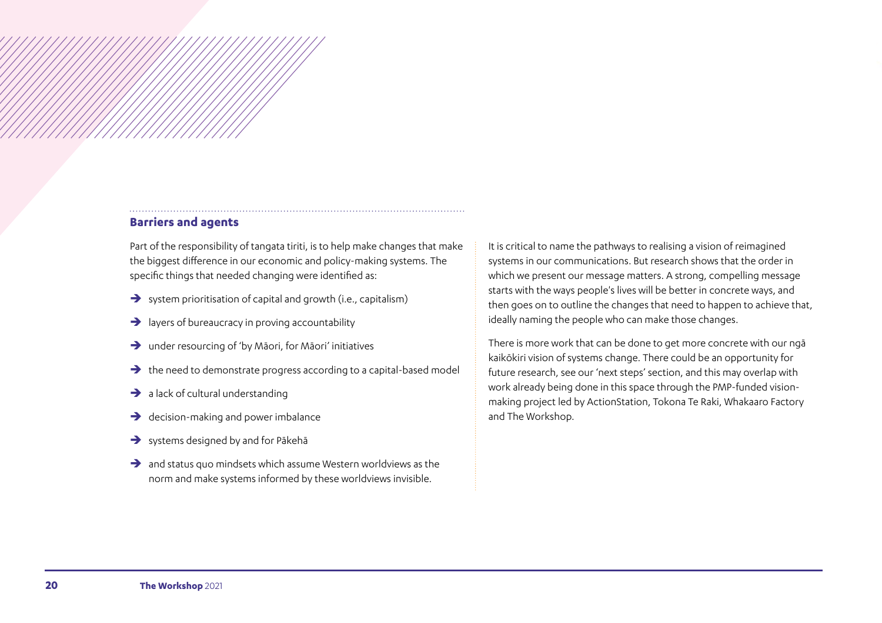### Barriers and agents

Part of the responsibility of tangata tiriti, is to help make changes that make the biggest difference in our economic and policy-making systems. The specific things that needed changing were identified as:

- system prioritisation of capital and growth (i.e., capitalism)
- layers of bureaucracy in proving accountability
- under resourcing of 'by Māori, for Māori' initiatives
- the need to demonstrate progress according to a capital-based model
- a lack of cultural understanding
- decision-making and power imbalance
- systems designed by and for Pākehā
- and status quo mindsets which assume Western worldviews as the norm and make systems informed by these worldviews invisible.

It is critical to name the pathways to realising a vision of reimagined systems in our communications. But research shows that the order in which we present our message matters. A strong, compelling message starts with the ways people's lives will be better in concrete ways, and then goes on to outline the changes that need to happen to achieve that, ideally naming the people who can make those changes.

There is more work that can be done to get more concrete with our ngā kaikōkiri vision of systems change. There could be an opportunity for future research, see our 'next steps' section, and this may overlap with work already being done in this space through the PMP-funded vision-making project led by ActionStation, Tokona Te Raki, Whakaaro Factory and The Workshop.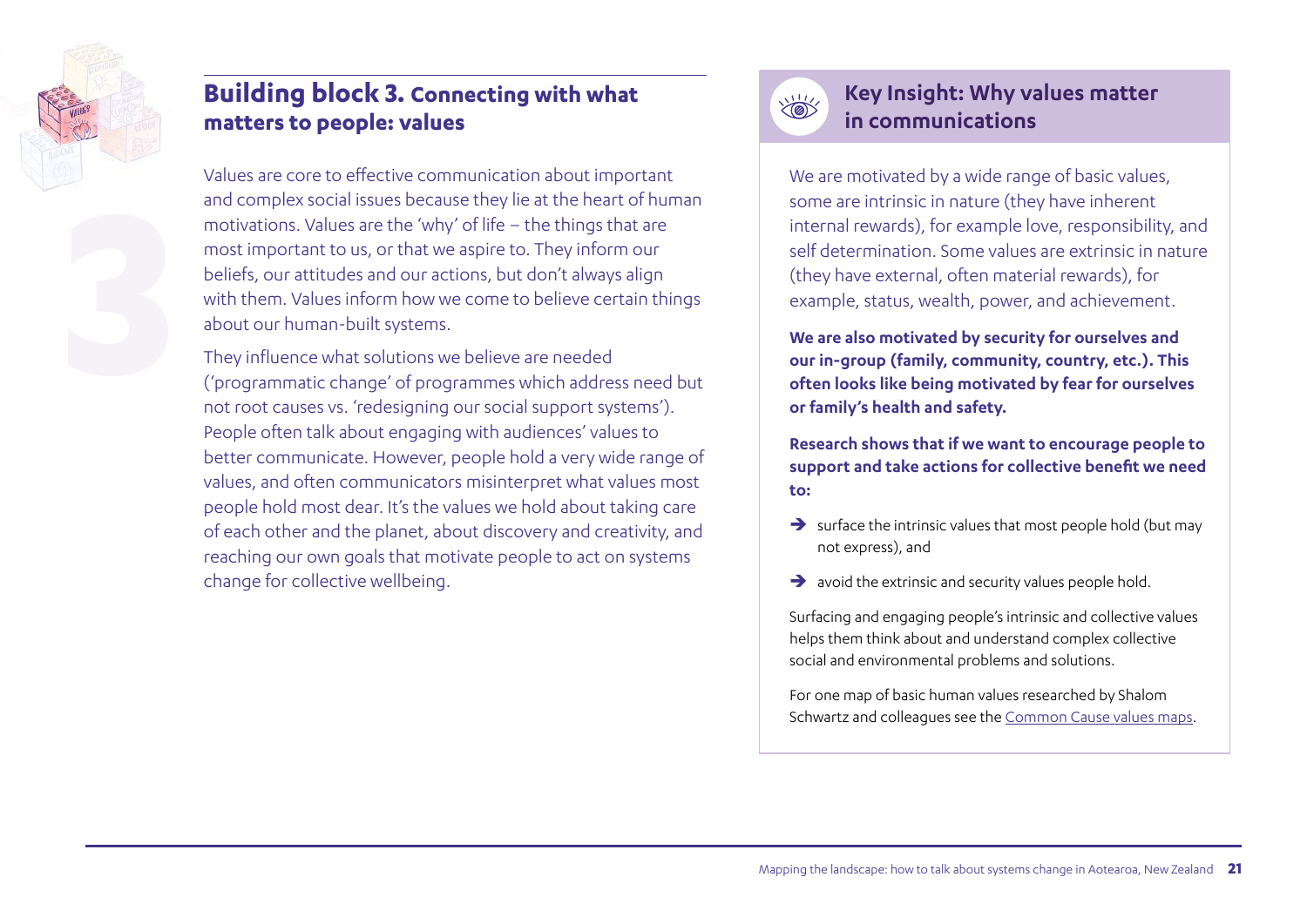## Building block 3. Connecting with what matters to people: values

Values are core to effective communication about important and complex social issues because they lie at the heart of human motivations. Values are the 'why' of life – the things that are most important to us, or that we aspire to. They inform our beliefs, our attitudes and our actions, but don't always align with them. Values inform how we come to believe certain things about our human-built systems.

They influence what solutions we believe are needed ('programmatic change' of programmes which address need but not root causes vs. 'redesigning our social support systems'). People often talk about engaging with audiences' values to better communicate. However, people hold a very wide range of values, and often communicators misinterpret what values most people hold most dear. It's the values we hold about taking care of each other and the planet, about discovery and creativity, and reaching our own goals that motivate people to act on systems change for collective wellbeing.

### Key Insight: Why values matter in communications

We are motivated by a wide range of basic values, some are intrinsic in nature (they have inherent internal rewards), for example love, responsibility, and self determination. Some values are extrinsic in nature (they have external, often material rewards), for example, status, wealth, power, and achievement.

**We are also motivated by security for ourselves and our in-group (family, community, country, etc.). This often looks like being motivated by fear for ourselves or family's health and safety.**

**Research shows that if we want to encourage people to support and take actions for collective benefit we need to:**

- surface the intrinsic values that most people hold (but may not express), and
- avoid the extrinsic and security values people hold.

Surfacing and engaging people's intrinsic and collective values helps them think about and understand complex collective social and environmental problems and solutions.

For one map of basic human values researched by Shalom Schwartz and colleagues see the Common Cause values maps.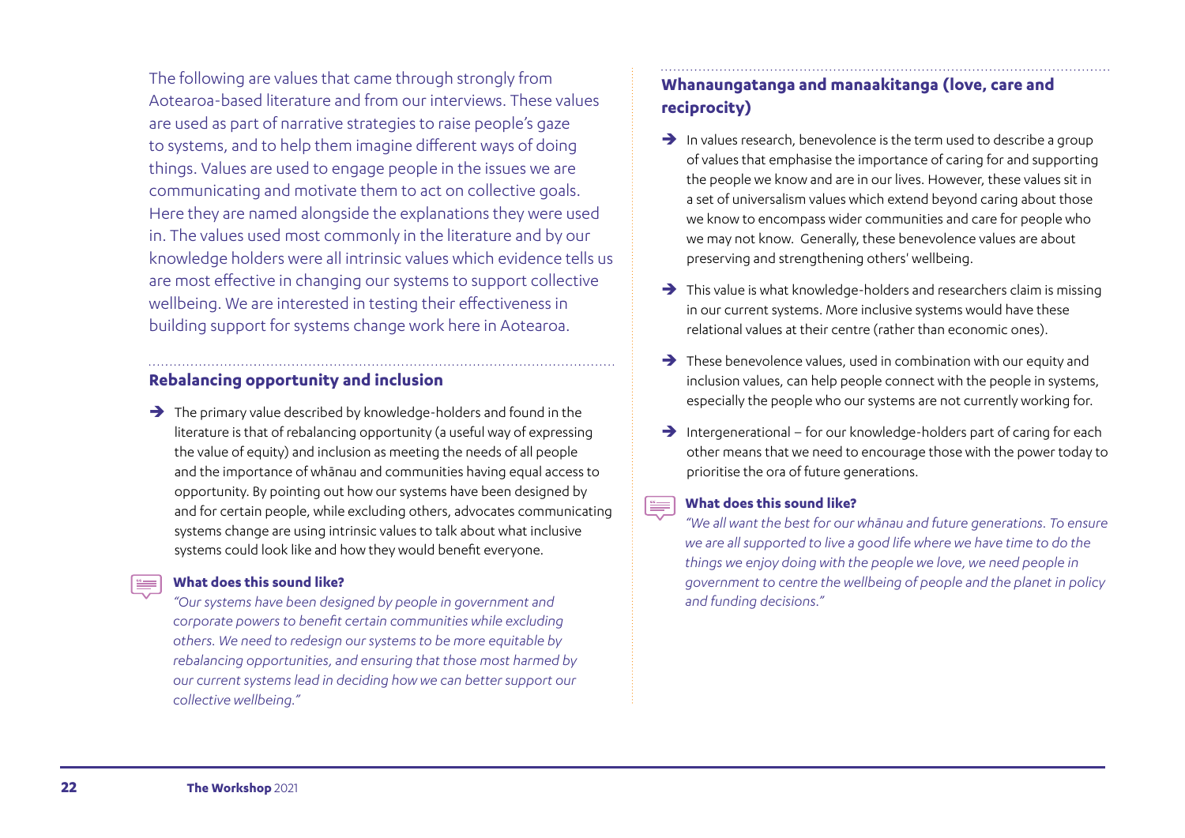The following are values that came through strongly from Aotearoa-based literature and from our interviews. These values are used as part of narrative strategies to raise people's gaze to systems, and to help them imagine different ways of doing things. Values are used to engage people in the issues we are communicating and motivate them to act on collective goals. Here they are named alongside the explanations they were used in. The values used most commonly in the literature and by our knowledge holders were all intrinsic values which evidence tells us are most effective in changing our systems to support collective wellbeing. We are interested in testing their effectiveness in building support for systems change work here in Aotearoa.

### Rebalancing opportunity and inclusion

- The primary value described by knowledge-holders and found in the literature is that of rebalancing opportunity (a useful way of expressing the value of equity) and inclusion as meeting the needs of all people and the importance of whānau and communities having equal access to opportunity. By pointing out how our systems have been designed by and for certain people, while excluding others, advocates communicating systems change are using intrinsic values to talk about what inclusive systems could look like and how they would benefit everyone.

**What does this sound like?**

*"Our systems have been designed by people in government and corporate powers to benefit certain communities while excluding others. We need to redesign our systems to be more equitable by rebalancing opportunities, and ensuring that those most harmed by our current systems lead in deciding how we can better support our collective wellbeing."*

### Whanaungatanga and manaakitanga (love, care and reciprocity)

- In values research, benevolence is the term used to describe a group of values that emphasise the importance of caring for and supporting the people we know and are in our lives. However, these values sit in a set of universalism values which extend beyond caring about those we know to encompass wider communities and care for people who we may not know. Generally, these benevolence values are about preserving and strengthening others' wellbeing.
- This value is what knowledge-holders and researchers claim is missing in our current systems. More inclusive systems would have these relational values at their centre (rather than economic ones).
- These benevolence values, used in combination with our equity and inclusion values, can help people connect with the people in systems, especially the people who our systems are not currently working for.
- Intergenerational – for our knowledge-holders part of caring for each other means that we need to encourage those with the power today to prioritise the ora of future generations.

**What does this sound like?**

*"We all want the best for our whānau and future generations. To ensure we are all supported to live a good life where we have time to do the things we enjoy doing with the people we love, we need people in government to centre the wellbeing of people and the planet in policy and funding decisions."*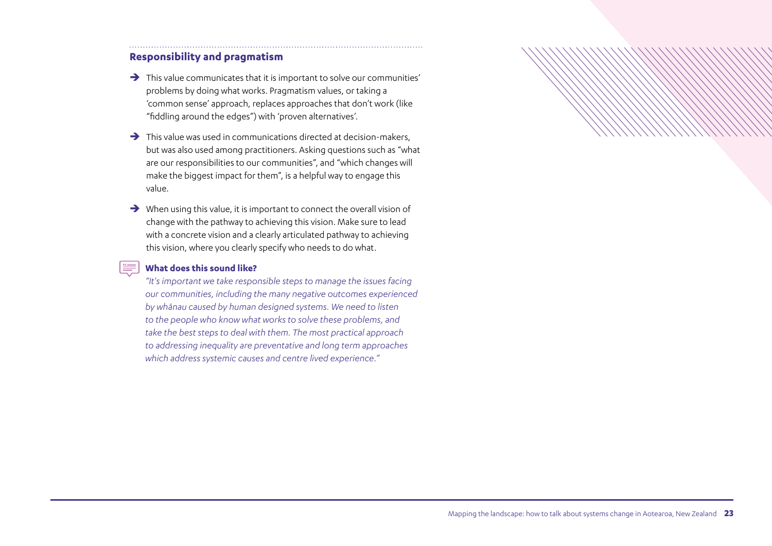### Responsibility and pragmatism

- This value communicates that it is important to solve our communities' problems by doing what works. Pragmatism values, or taking a 'common sense' approach, replaces approaches that don't work (like "fiddling around the edges") with 'proven alternatives'.
- This value was used in communications directed at decision-makers, but was also used among practitioners. Asking questions such as "what are our responsibilities to our communities", and "which changes will make the biggest impact for them", is a helpful way to engage this value.
- When using this value, it is important to connect the overall vision of change with the pathway to achieving this vision. Make sure to lead with a concrete vision and a clearly articulated pathway to achieving this vision, where you clearly specify who needs to do what.

**What does this sound like?**

*"It's important we take responsible steps to manage the issues facing our communities, including the many negative outcomes experienced by whānau caused by human designed systems. We need to listen to the people who know what works to solve these problems, and take the best steps to deal with them. The most practical approach to addressing inequality are preventative and long term approaches which address systemic causes and centre lived experience."*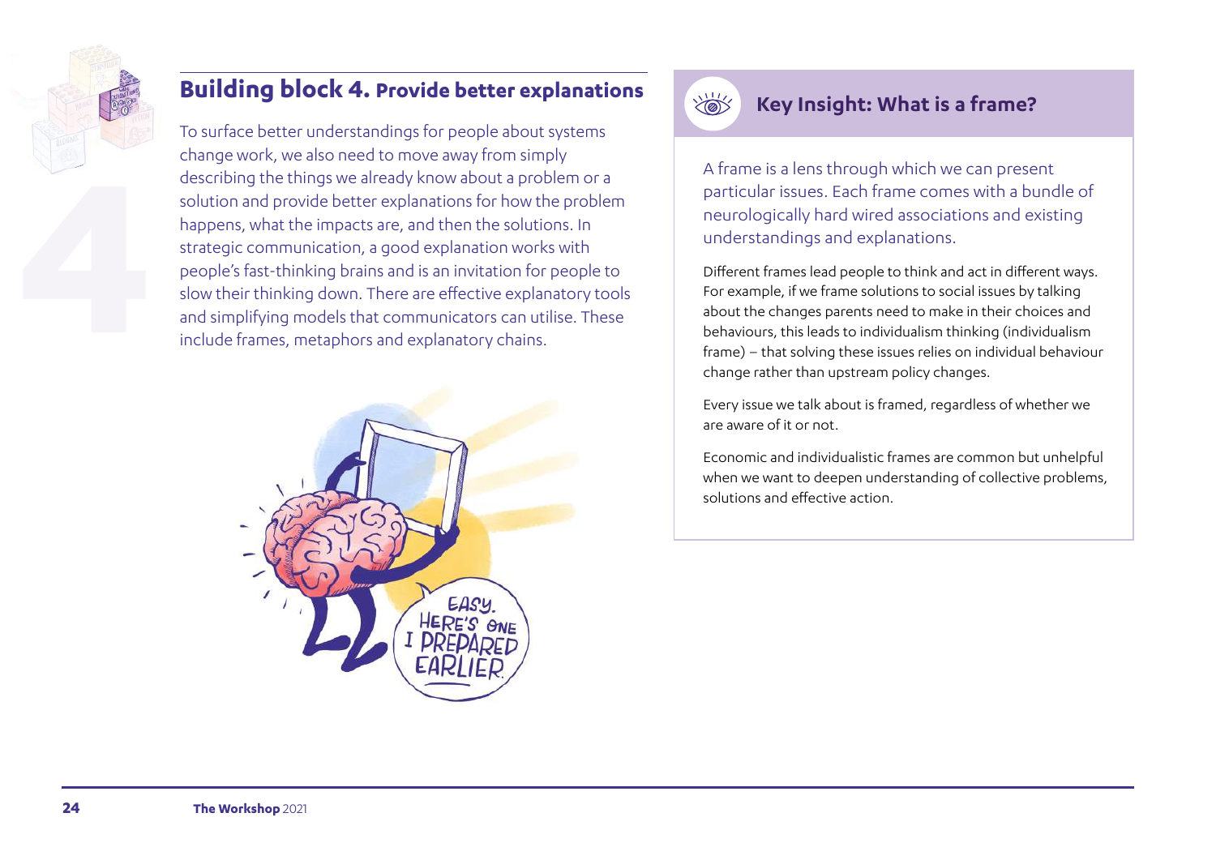## Building block 4. Provide better explanations

To surface better understandings for people about systems change work, we also need to move away from simply describing the things we already know about a problem or a solution and provide better explanations for how the problem happens, what the impacts are, and then the solutions. In strategic communication, a good explanation works with people's fast-thinking brains and is an invitation for people to slow their thinking down. There are effective explanatory tools and simplifying models that communicators can utilise. These include frames, metaphors and explanatory chains.

### Key Insight: What is a frame?

A frame is a lens through which we can present particular issues. Each frame comes with a bundle of neurologically hard wired associations and existing understandings and explanations.

Different frames lead people to think and act in different ways. For example, if we frame solutions to social issues by talking about the changes parents need to make in their choices and behaviours, this leads to individualism thinking (individualism frame) – that solving these issues relies on individual behaviour change rather than upstream policy changes.

Every issue we talk about is framed, regardless of whether we are aware of it or not.

Economic and individualistic frames are common but unhelpful when we want to deepen understanding of collective problems, solutions and effective action.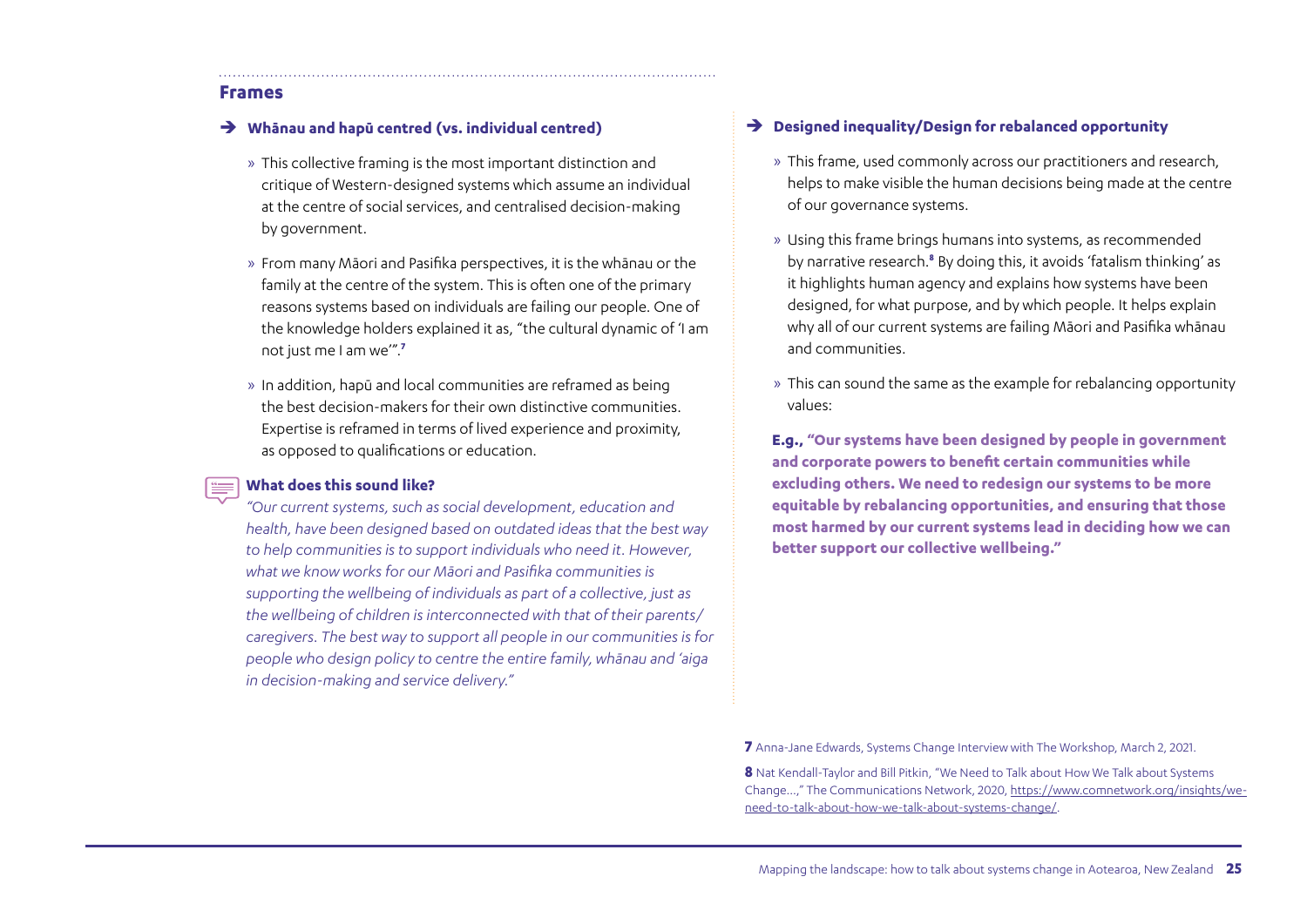## Frames

### ➔ Whānau and hapū centred (vs. individual centred)

- This collective framing is the most important distinction and critique of Western-designed systems which assume an individual at the centre of social services, and centralised decision-making by government.
- From many Māori and Pasifika perspectives, it is the whānau or the family at the centre of the system. This is often one of the primary reasons systems based on individuals are failing our people. One of the knowledge holders explained it as, "the cultural dynamic of 'I am not just me I am we'".[7]
- In addition, hapū and local communities are reframed as being the best decision-makers for their own distinctive communities. Expertise is reframed in terms of lived experience and proximity, as opposed to qualifications or education.

**What does this sound like?**

*"Our current systems, such as social development, education and health, have been designed based on outdated ideas that the best way to help communities is to support individuals who need it. However, what we know works for our Māori and Pasifika communities is supporting the wellbeing of individuals as part of a collective, just as the wellbeing of children is interconnected with that of their parents/ caregivers. The best way to support all people in our communities is for people who design policy to centre the entire family, whānau and 'aiga in decision-making and service delivery."*

### ➔ Designed inequality/Design for rebalanced opportunity

- This frame, used commonly across our practitioners and research, helps to make visible the human decisions being made at the centre of our governance systems.
- Using this frame brings humans into systems, as recommended by narrative research.[8] By doing this, it avoids 'fatalism thinking' as it highlights human agency and explains how systems have been designed, for what purpose, and by which people. It helps explain why all of our current systems are failing Māori and Pasifika whānau and communities.
- This can sound the same as the example for rebalancing opportunity values:

**E.g., "Our systems have been designed by people in government and corporate powers to benefit certain communities while excluding others. We need to redesign our systems to be more equitable by rebalancing opportunities, and ensuring that those most harmed by our current systems lead in deciding how we can better support our collective wellbeing."**

---

**7** Anna-Jane Edwards, Systems Change Interview with The Workshop, March 2, 2021.

**8** Nat Kendall-Taylor and Bill Pitkin, "We Need to Talk about How We Talk about Systems Change...," The Communications Network, 2020, https://www.comnetwork.org/insights/we-need-to-talk-about-how-we-talk-about-systems-change/.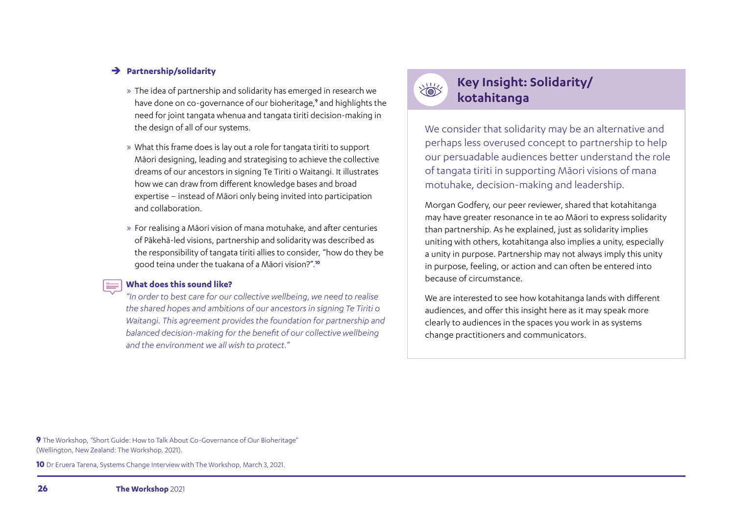### ➔ Partnership/solidarity

- The idea of partnership and solidarity has emerged in research we have done on co-governance of our bioheritage,[9] and highlights the need for joint tangata whenua and tangata tiriti decision-making in the design of all of our systems.
- What this frame does is lay out a role for tangata tiriti to support Māori designing, leading and strategising to achieve the collective dreams of our ancestors in signing Te Tiriti o Waitangi. It illustrates how we can draw from different knowledge bases and broad expertise – instead of Māori only being invited into participation and collaboration.
- For realising a Māori vision of mana motuhake, and after centuries of Pākehā-led visions, partnership and solidarity was described as the responsibility of tangata tiriti allies to consider, "how do they be good teina under the tuakana of a Māori vision?".[10]

**What does this sound like?**

*"In order to best care for our collective wellbeing, we need to realise the shared hopes and ambitions of our ancestors in signing Te Tiriti o Waitangi. This agreement provides the foundation for partnership and balanced decision-making for the benefit of our collective wellbeing and the environment we all wish to protect."*

## Key Insight: Solidarity/kotahitanga

We consider that solidarity may be an alternative and perhaps less overused concept to partnership to help our persuadable audiences better understand the role of tangata tiriti in supporting Māori visions of mana motuhake, decision-making and leadership.

Morgan Godfery, our peer reviewer, shared that kotahitanga may have greater resonance in te ao Māori to express solidarity than partnership. As he explained, just as solidarity implies uniting with others, kotahitanga also implies a unity, especially a unity in purpose. Partnership may not always imply this unity in purpose, feeling, or action and can often be entered into because of circumstance.

We are interested to see how kotahitanga lands with different audiences, and offer this insight here as it may speak more clearly to audiences in the spaces you work in as systems change practitioners and communicators.

**9** The Workshop, "Short Guide: How to Talk About Co-Governance of Our Bioheritage" (Wellington, New Zealand: The Workshop, 2021).

**10** Dr Eruera Tarena, Systems Change Interview with The Workshop, March 3, 2021.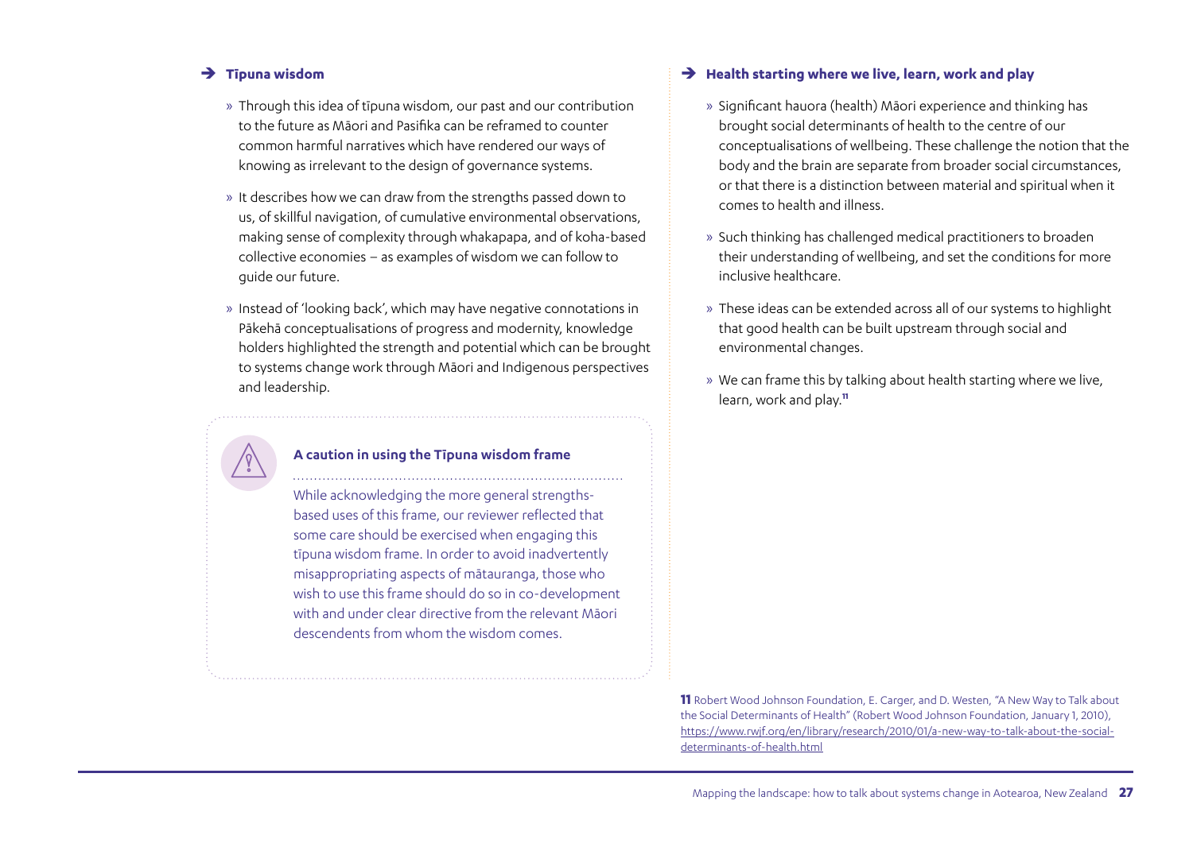### ➔ Tīpuna wisdom

- Through this idea of tīpuna wisdom, our past and our contribution to the future as Māori and Pasifika can be reframed to counter common harmful narratives which have rendered our ways of knowing as irrelevant to the design of governance systems.
- It describes how we can draw from the strengths passed down to us, of skillful navigation, of cumulative environmental observations, making sense of complexity through whakapapa, and of koha-based collective economies – as examples of wisdom we can follow to guide our future.
- Instead of 'looking back', which may have negative connotations in Pākehā conceptualisations of progress and modernity, knowledge holders highlighted the strength and potential which can be brought to systems change work through Māori and Indigenous perspectives and leadership.

**A caution in using the Tīpuna wisdom frame**

While acknowledging the more general strengths-based uses of this frame, our reviewer reflected that some care should be exercised when engaging this tīpuna wisdom frame. In order to avoid inadvertently misappropriating aspects of mātauranga, those who wish to use this frame should do so in co-development with and under clear directive from the relevant Māori descendents from whom the wisdom comes.

### ➔ Health starting where we live, learn, work and play

- Significant hauora (health) Māori experience and thinking has brought social determinants of health to the centre of our conceptualisations of wellbeing. These challenge the notion that the body and the brain are separate from broader social circumstances, or that there is a distinction between material and spiritual when it comes to health and illness.
- Such thinking has challenged medical practitioners to broaden their understanding of wellbeing, and set the conditions for more inclusive healthcare.
- These ideas can be extended across all of our systems to highlight that good health can be built upstream through social and environmental changes.
- We can frame this by talking about health starting where we live, learn, work and play.[11]

**11** Robert Wood Johnson Foundation, E. Carger, and D. Westen, "A New Way to Talk about the Social Determinants of Health" (Robert Wood Johnson Foundation, January 1, 2010), https://www.rwjf.org/en/library/research/2010/01/a-new-way-to-talk-about-the-social-determinants-of-health.html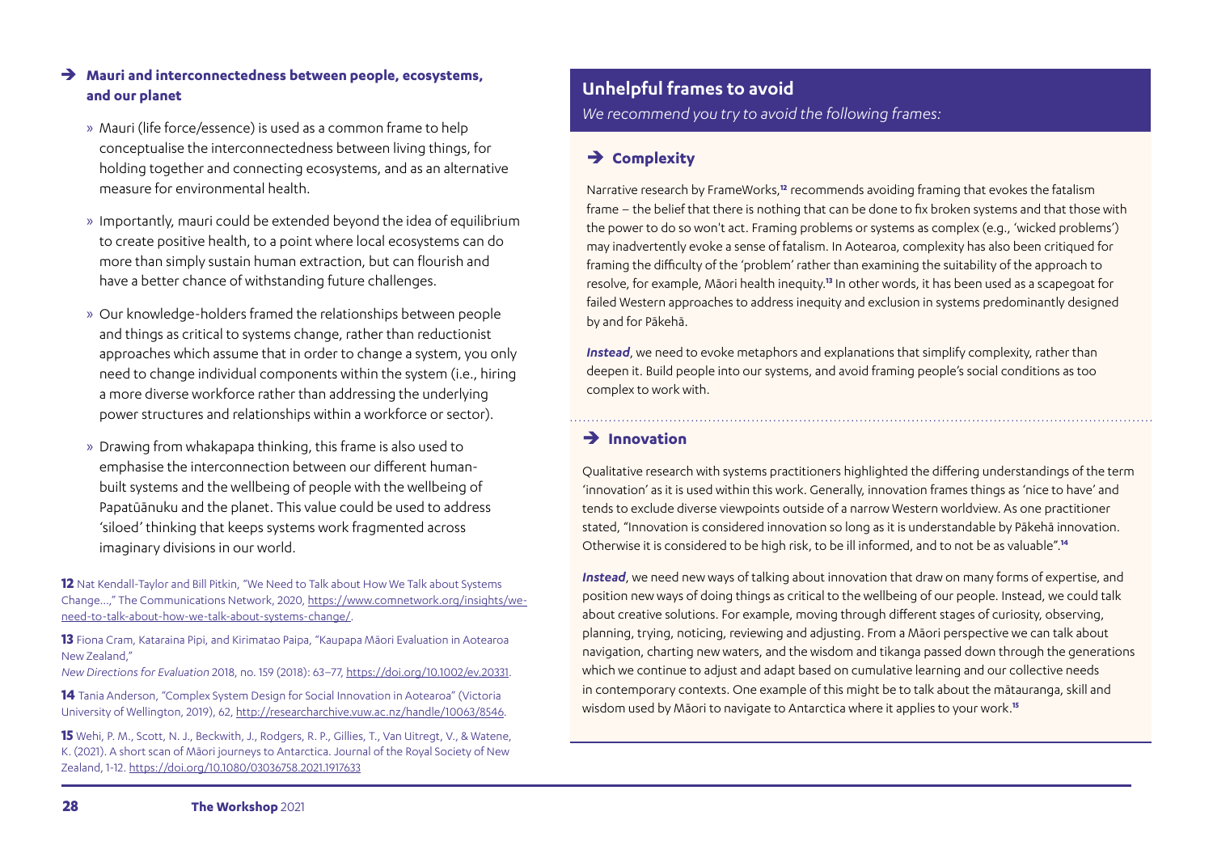### ➔ Mauri and interconnectedness between people, ecosystems, and our planet

- Mauri (life force/essence) is used as a common frame to help conceptualise the interconnectedness between living things, for holding together and connecting ecosystems, and as an alternative measure for environmental health.
- Importantly, mauri could be extended beyond the idea of equilibrium to create positive health, to a point where local ecosystems can do more than simply sustain human extraction, but can flourish and have a better chance of withstanding future challenges.
- Our knowledge-holders framed the relationships between people and things as critical to systems change, rather than reductionist approaches which assume that in order to change a system, you only need to change individual components within the system (i.e., hiring a more diverse workforce rather than addressing the underlying power structures and relationships within a workforce or sector).
- Drawing from whakapapa thinking, this frame is also used to emphasise the interconnection between our different human-built systems and the wellbeing of people with the wellbeing of Papatūānuku and the planet. This value could be used to address 'siloed' thinking that keeps systems work fragmented across imaginary divisions in our world.

## Unhelpful frames to avoid

*We recommend you try to avoid the following frames:*

### ➔ Complexity

Narrative research by FrameWorks,[12] recommends avoiding framing that evokes the fatalism frame – the belief that there is nothing that can be done to fix broken systems and that those with the power to do so won't act. Framing problems or systems as complex (e.g., 'wicked problems') may inadvertently evoke a sense of fatalism. In Aotearoa, complexity has also been critiqued for framing the difficulty of the 'problem' rather than examining the suitability of the approach to resolve, for example, Māori health inequity.[13] In other words, it has been used as a scapegoat for failed Western approaches to address inequity and exclusion in systems predominantly designed by and for Pākehā.

***Instead***, we need to evoke metaphors and explanations that simplify complexity, rather than deepen it. Build people into our systems, and avoid framing people's social conditions as too complex to work with.

### ➔ Innovation

Qualitative research with systems practitioners highlighted the differing understandings of the term 'innovation' as it is used within this work. Generally, innovation frames things as 'nice to have' and tends to exclude diverse viewpoints outside of a narrow Western worldview. As one practitioner stated, "Innovation is considered innovation so long as it is understandable by Pākehā innovation. Otherwise it is considered to be high risk, to be ill informed, and to not be as valuable".[14]

***Instead***, we need new ways of talking about innovation that draw on many forms of expertise, and position new ways of doing things as critical to the wellbeing of our people. Instead, we could talk about creative solutions. For example, moving through different stages of curiosity, observing, planning, trying, noticing, reviewing and adjusting. From a Māori perspective we can talk about navigation, charting new waters, and the wisdom and tikanga passed down through the generations which we continue to adjust and adapt based on cumulative learning and our collective needs in contemporary contexts. One example of this might be to talk about the mātauranga, skill and wisdom used by Māori to navigate to Antarctica where it applies to your work.[15]

---

**12** Nat Kendall-Taylor and Bill Pitkin, "We Need to Talk about How We Talk about Systems Change...," The Communications Network, 2020, https://www.comnetwork.org/insights/we-need-to-talk-about-how-we-talk-about-systems-change/.

**13** Fiona Cram, Kataraina Pipi, and Kirimatao Paipa, "Kaupapa Māori Evaluation in Aotearoa New Zealand," *New Directions for Evaluation* 2018, no. 159 (2018): 63–77, https://doi.org/10.1002/ev.20331.

**14** Tania Anderson, "Complex System Design for Social Innovation in Aotearoa" (Victoria University of Wellington, 2019), 62, http://researcharchive.vuw.ac.nz/handle/10063/8546.

**15** Wehi, P. M., Scott, N. J., Beckwith, J., Rodgers, R. P., Gillies, T., Van Uitregt, V., & Watene, K. (2021). A short scan of Māori journeys to Antarctica. Journal of the Royal Society of New Zealand, 1-12. https://doi.org/10.1080/03036758.2021.1917633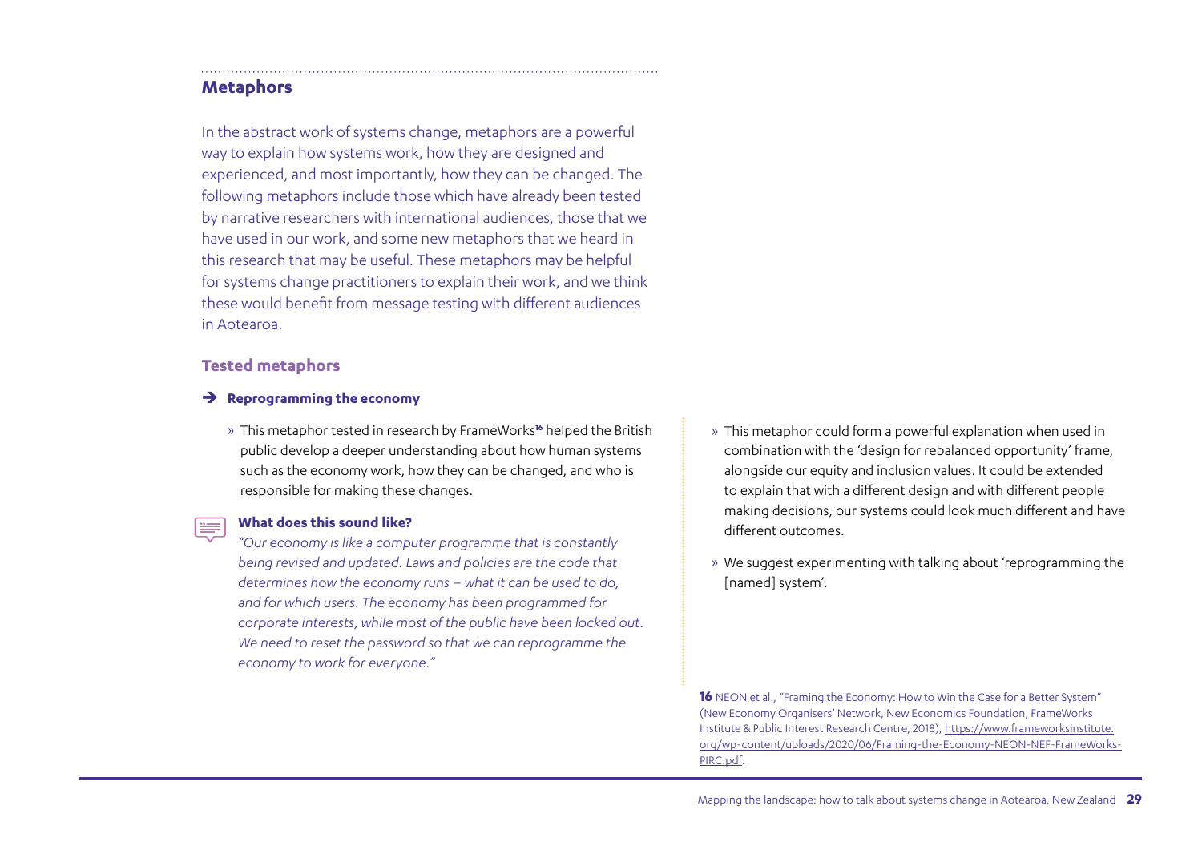## Metaphors

In the abstract work of systems change, metaphors are a powerful way to explain how systems work, how they are designed and experienced, and most importantly, how they can be changed. The following metaphors include those which have already been tested by narrative researchers with international audiences, those that we have used in our work, and some new metaphors that we heard in this research that may be useful. These metaphors may be helpful for systems change practitioners to explain their work, and we think these would benefit from message testing with different audiences in Aotearoa.

### Tested metaphors

#### ➔ Reprogramming the economy

» This metaphor tested in research by FrameWorks[16] helped the British public develop a deeper understanding about how human systems such as the economy work, how they can be changed, and who is responsible for making these changes.

**What does this sound like?**

*"Our economy is like a computer programme that is constantly being revised and updated. Laws and policies are the code that determines how the economy runs – what it can be used to do, and for which users. The economy has been programmed for corporate interests, while most of the public have been locked out. We need to reset the password so that we can reprogramme the economy to work for everyone."*

» This metaphor could form a powerful explanation when used in combination with the 'design for rebalanced opportunity' frame, alongside our equity and inclusion values. It could be extended to explain that with a different design and with different people making decisions, our systems could look much different and have different outcomes.

» We suggest experimenting with talking about 'reprogramming the [named] system'.

**16** NEON et al., "Framing the Economy: How to Win the Case for a Better System" (New Economy Organisers' Network, New Economics Foundation, FrameWorks Institute & Public Interest Research Centre, 2018), https://www.frameworksinstitute.org/wp-content/uploads/2020/06/Framing-the-Economy-NEON-NEF-FrameWorks-PIRC.pdf.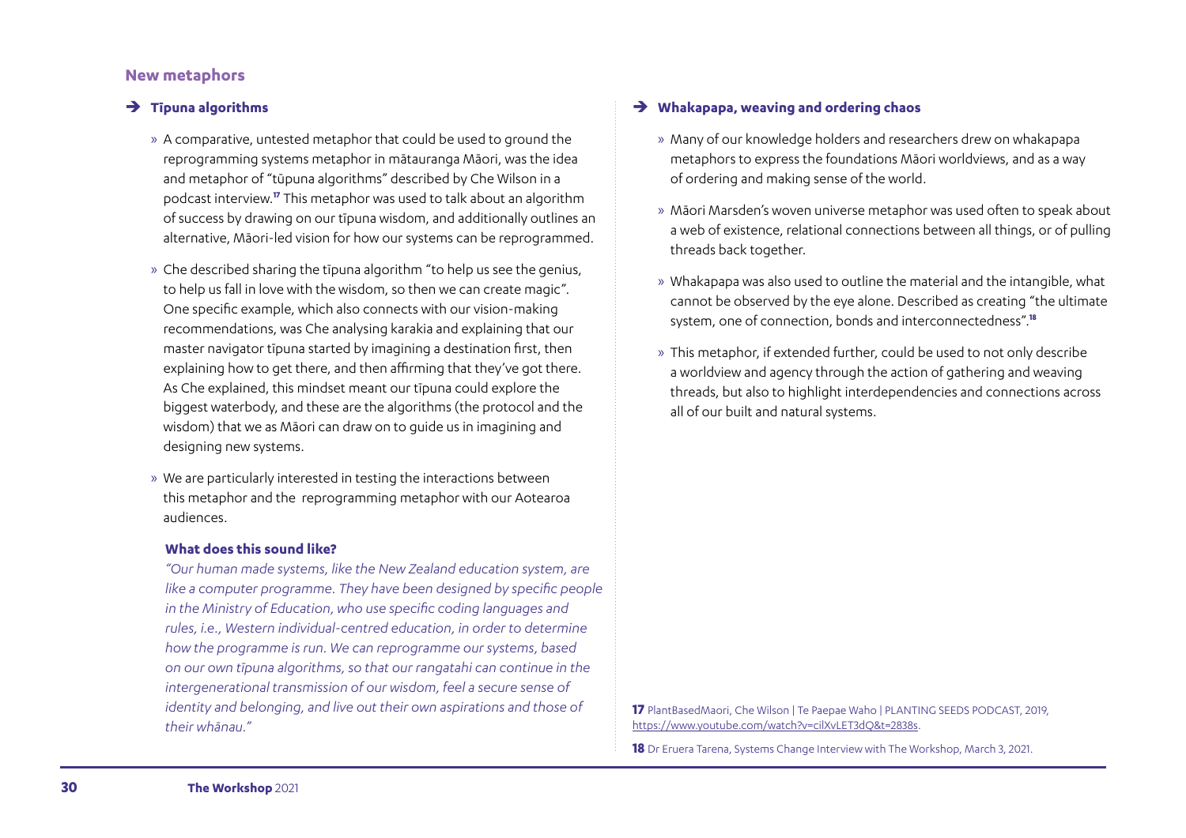## New metaphors

### ➔ Tīpuna algorithms

- A comparative, untested metaphor that could be used to ground the reprogramming systems metaphor in mātauranga Māori, was the idea and metaphor of "tūpuna algorithms" described by Che Wilson in a podcast interview.[17] This metaphor was used to talk about an algorithm of success by drawing on our tīpuna wisdom, and additionally outlines an alternative, Māori-led vision for how our systems can be reprogrammed.
- Che described sharing the tīpuna algorithm "to help us see the genius, to help us fall in love with the wisdom, so then we can create magic". One specific example, which also connects with our vision-making recommendations, was Che analysing karakia and explaining that our master navigator tīpuna started by imagining a destination first, then explaining how to get there, and then affirming that they've got there. As Che explained, this mindset meant our tīpuna could explore the biggest waterbody, and these are the algorithms (the protocol and the wisdom) that we as Māori can draw on to guide us in imagining and designing new systems.
- We are particularly interested in testing the interactions between this metaphor and the reprogramming metaphor with our Aotearoa audiences.

**What does this sound like?**

*"Our human made systems, like the New Zealand education system, are like a computer programme. They have been designed by specific people in the Ministry of Education, who use specific coding languages and rules, i.e., Western individual-centred education, in order to determine how the programme is run. We can reprogramme our systems, based on our own tīpuna algorithms, so that our rangatahi can continue in the intergenerational transmission of our wisdom, feel a secure sense of identity and belonging, and live out their own aspirations and those of their whānau."*

### ➔ Whakapapa, weaving and ordering chaos

- Many of our knowledge holders and researchers drew on whakapapa metaphors to express the foundations Māori worldviews, and as a way of ordering and making sense of the world.
- Māori Marsden's woven universe metaphor was used often to speak about a web of existence, relational connections between all things, or of pulling threads back together.
- Whakapapa was also used to outline the material and the intangible, what cannot be observed by the eye alone. Described as creating "the ultimate system, one of connection, bonds and interconnectedness".[18]
- This metaphor, if extended further, could be used to not only describe a worldview and agency through the action of gathering and weaving threads, but also to highlight interdependencies and connections across all of our built and natural systems.

**17** PlantBasedMaori, Che Wilson | Te Paepae Waho | PLANTING SEEDS PODCAST, 2019, https://www.youtube.com/watch?v=cilXvLET3dQ&t=2838s.

**18** Dr Eruera Tarena, Systems Change Interview with The Workshop, March 3, 2021.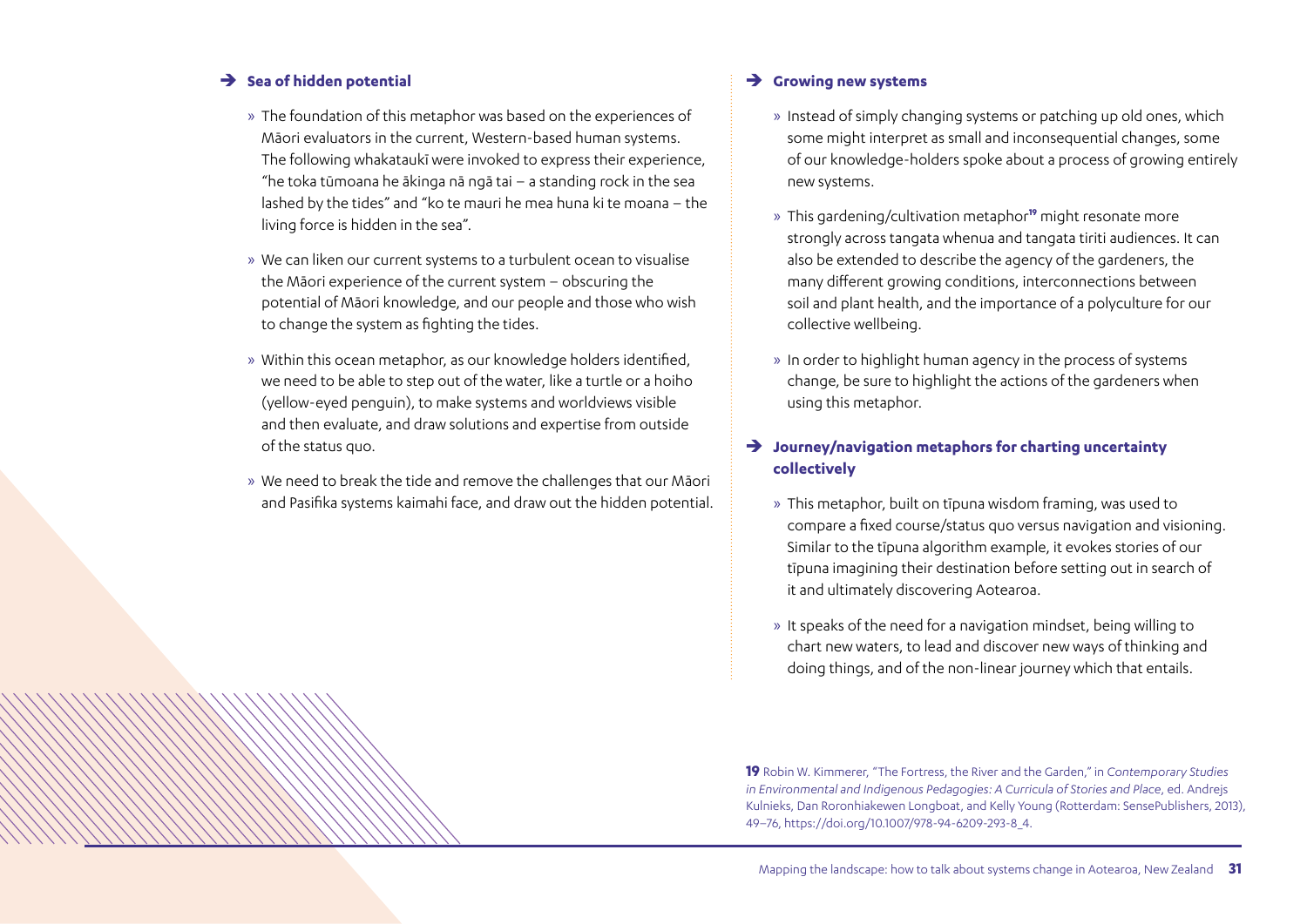### ➔ Sea of hidden potential

- The foundation of this metaphor was based on the experiences of Māori evaluators in the current, Western-based human systems. The following whakataukī were invoked to express their experience, "he toka tūmoana he ākinga nā ngā tai – a standing rock in the sea lashed by the tides" and "ko te mauri he mea huna ki te moana – the living force is hidden in the sea".
- We can liken our current systems to a turbulent ocean to visualise the Māori experience of the current system – obscuring the potential of Māori knowledge, and our people and those who wish to change the system as fighting the tides.
- Within this ocean metaphor, as our knowledge holders identified, we need to be able to step out of the water, like a turtle or a hoiho (yellow-eyed penguin), to make systems and worldviews visible and then evaluate, and draw solutions and expertise from outside of the status quo.
- We need to break the tide and remove the challenges that our Māori and Pasifika systems kaimahi face, and draw out the hidden potential.

### ➔ Growing new systems

- Instead of simply changing systems or patching up old ones, which some might interpret as small and inconsequential changes, some of our knowledge-holders spoke about a process of growing entirely new systems.
- This gardening/cultivation metaphor[19] might resonate more strongly across tangata whenua and tangata tiriti audiences. It can also be extended to describe the agency of the gardeners, the many different growing conditions, interconnections between soil and plant health, and the importance of a polyculture for our collective wellbeing.
- In order to highlight human agency in the process of systems change, be sure to highlight the actions of the gardeners when using this metaphor.

### ➔ Journey/navigation metaphors for charting uncertainty collectively

- This metaphor, built on tīpuna wisdom framing, was used to compare a fixed course/status quo versus navigation and visioning. Similar to the tīpuna algorithm example, it evokes stories of our tīpuna imagining their destination before setting out in search of it and ultimately discovering Aotearoa.
- It speaks of the need for a navigation mindset, being willing to chart new waters, to lead and discover new ways of thinking and doing things, and of the non-linear journey which that entails.

**19** Robin W. Kimmerer, "The Fortress, the River and the Garden," in *Contemporary Studies in Environmental and Indigenous Pedagogies: A Curricula of Stories and Place*, ed. Andrejs Kulnieks, Dan Roronhiakewen Longboat, and Kelly Young (Rotterdam: SensePublishers, 2013), 49–76, https://doi.org/10.1007/978-94-6209-293-8_4.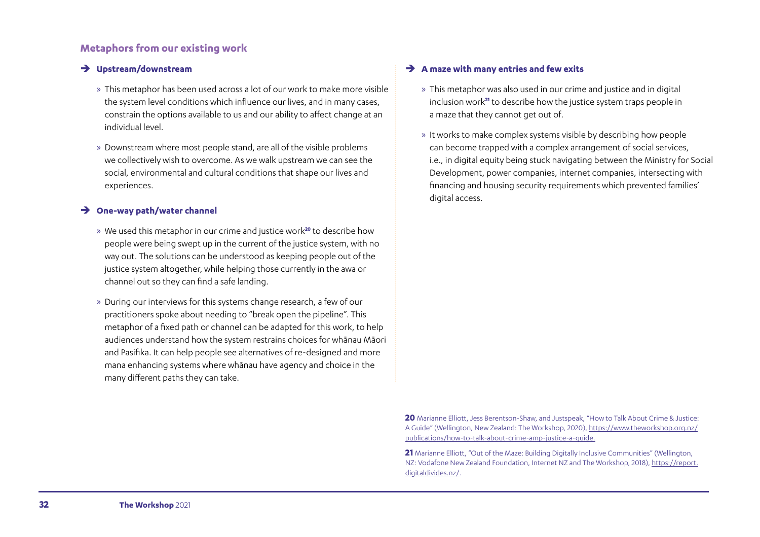## Metaphors from our existing work

### ➔ Upstream/downstream

- This metaphor has been used across a lot of our work to make more visible the system level conditions which influence our lives, and in many cases, constrain the options available to us and our ability to affect change at an individual level.
- Downstream where most people stand, are all of the visible problems we collectively wish to overcome. As we walk upstream we can see the social, environmental and cultural conditions that shape our lives and experiences.

### ➔ One-way path/water channel

- We used this metaphor in our crime and justice work[20] to describe how people were being swept up in the current of the justice system, with no way out. The solutions can be understood as keeping people out of the justice system altogether, while helping those currently in the awa or channel out so they can find a safe landing.
- During our interviews for this systems change research, a few of our practitioners spoke about needing to "break open the pipeline". This metaphor of a fixed path or channel can be adapted for this work, to help audiences understand how the system restrains choices for whānau Māori and Pasifika. It can help people see alternatives of re-designed and more mana enhancing systems where whānau have agency and choice in the many different paths they can take.

### ➔ A maze with many entries and few exits

- This metaphor was also used in our crime and justice and in digital inclusion work[21] to describe how the justice system traps people in a maze that they cannot get out of.
- It works to make complex systems visible by describing how people can become trapped with a complex arrangement of social services, i.e., in digital equity being stuck navigating between the Ministry for Social Development, power companies, internet companies, intersecting with financing and housing security requirements which prevented families' digital access.

**20** Marianne Elliott, Jess Berentson-Shaw, and Justspeak, "How to Talk About Crime & Justice: A Guide" (Wellington, New Zealand: The Workshop, 2020), https://www.theworkshop.org.nz/publications/how-to-talk-about-crime-amp-justice-a-guide.

**21** Marianne Elliott, "Out of the Maze: Building Digitally Inclusive Communities" (Wellington, NZ: Vodafone New Zealand Foundation, Internet NZ and The Workshop, 2018), https://report.digitaldivides.nz/.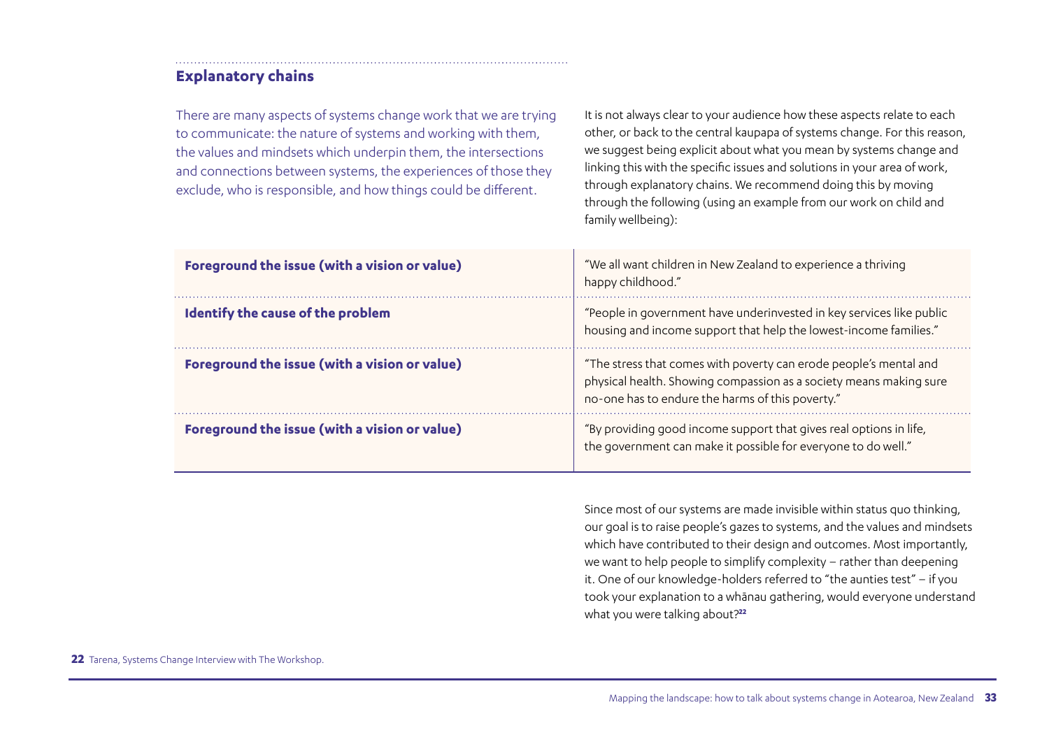## Explanatory chains

There are many aspects of systems change work that we are trying to communicate: the nature of systems and working with them, the values and mindsets which underpin them, the intersections and connections between systems, the experiences of those they exclude, who is responsible, and how things could be different.

It is not always clear to your audience how these aspects relate to each other, or back to the central kaupapa of systems change. For this reason, we suggest being explicit about what you mean by systems change and linking this with the specific issues and solutions in your area of work, through explanatory chains. We recommend doing this by moving through the following (using an example from our work on child and family wellbeing):

| | |
|---|---|
| **Foreground the issue (with a vision or value)** | "We all want children in New Zealand to experience a thriving happy childhood." |
| **Identify the cause of the problem** | "People in government have underinvested in key services like public housing and income support that help the lowest-income families." |
| **Foreground the issue (with a vision or value)** | "The stress that comes with poverty can erode people's mental and physical health. Showing compassion as a society means making sure no-one has to endure the harms of this poverty." |
| **Foreground the issue (with a vision or value)** | "By providing good income support that gives real options in life, the government can make it possible for everyone to do well." |

Since most of our systems are made invisible within status quo thinking, our goal is to raise people's gazes to systems, and the values and mindsets which have contributed to their design and outcomes. Most importantly, we want to help people to simplify complexity – rather than deepening it. One of our knowledge-holders referred to "the aunties test" – if you took your explanation to a whānau gathering, would everyone understand what you were talking about?[22]

**22** Tarena, Systems Change Interview with The Workshop.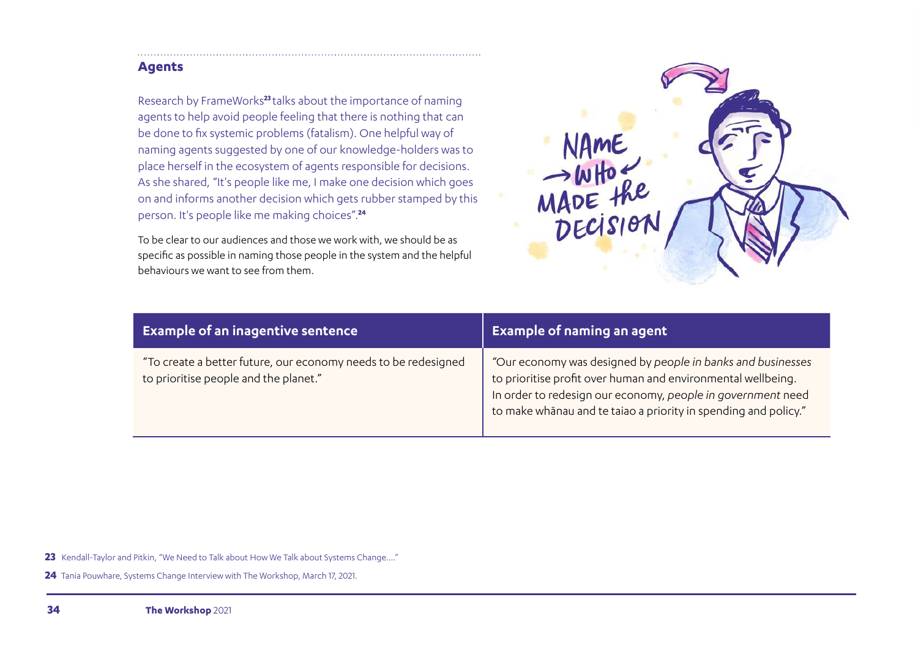## Agents

Research by FrameWorks[23] talks about the importance of naming agents to help avoid people feeling that there is nothing that can be done to fix systemic problems (fatalism). One helpful way of naming agents suggested by one of our knowledge-holders was to place herself in the ecosystem of agents responsible for decisions. As she shared, "It's people like me, I make one decision which goes on and informs another decision which gets rubber stamped by this person. It's people like me making choices".[24]

To be clear to our audiences and those we work with, we should be as specific as possible in naming those people in the system and the helpful behaviours we want to see from them.

| Example of an inagentive sentence | Example of naming an agent |
| --- | --- |
| "To create a better future, our economy needs to be redesigned to prioritise people and the planet." | "Our economy was designed by *people in banks and businesses* to prioritise profit over human and environmental wellbeing. In order to redesign our economy, *people in government* need to make whānau and te taiao a priority in spending and policy." |

23 Kendall-Taylor and Pitkin, "We Need to Talk about How We Talk about Systems Change...."

24 Tania Pouwhare, Systems Change Interview with The Workshop, March 17, 2021.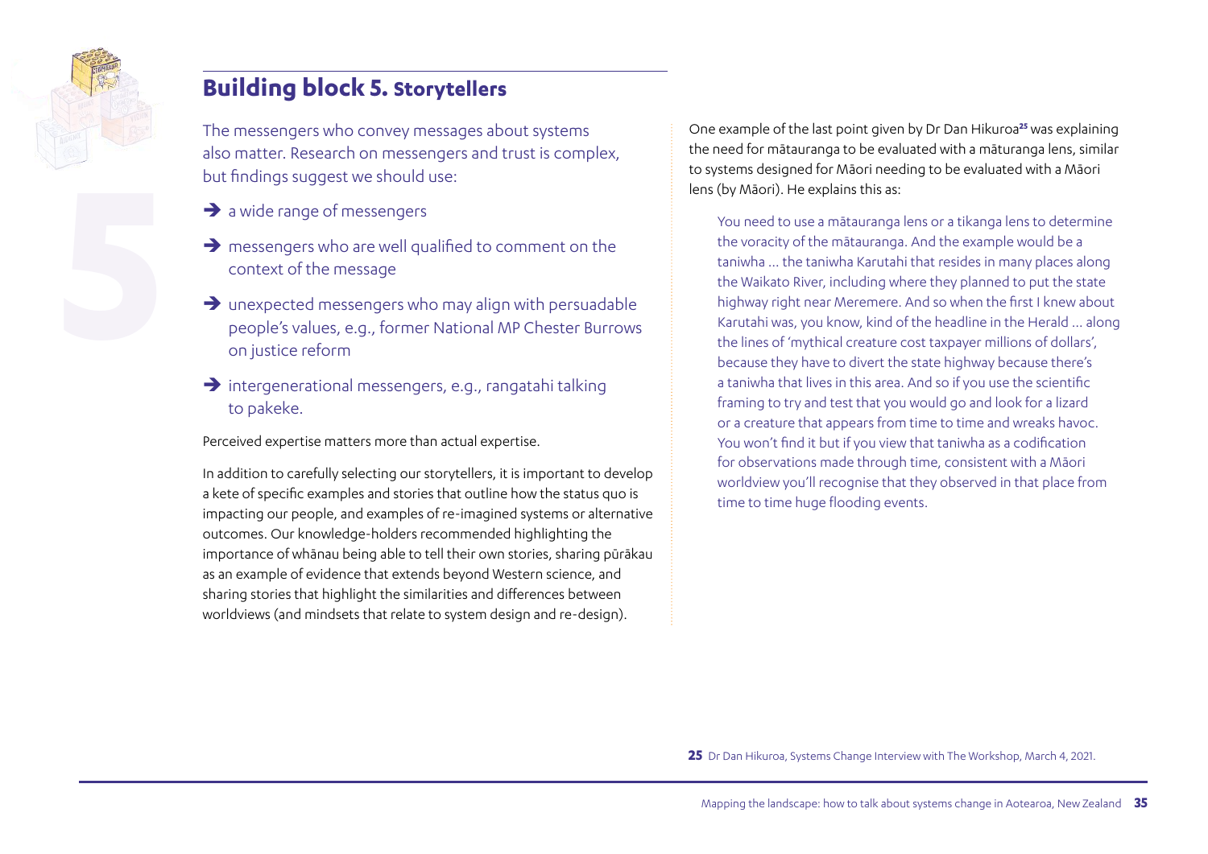## Building block 5. Storytellers

The messengers who convey messages about systems also matter. Research on messengers and trust is complex, but findings suggest we should use:

- a wide range of messengers
- messengers who are well qualified to comment on the context of the message
- unexpected messengers who may align with persuadable people's values, e.g., former National MP Chester Burrows on justice reform
- intergenerational messengers, e.g., rangatahi talking to pakeke.

Perceived expertise matters more than actual expertise.

In addition to carefully selecting our storytellers, it is important to develop a kete of specific examples and stories that outline how the status quo is impacting our people, and examples of re-imagined systems or alternative outcomes. Our knowledge-holders recommended highlighting the importance of whānau being able to tell their own stories, sharing pūrākau as an example of evidence that extends beyond Western science, and sharing stories that highlight the similarities and differences between worldviews (and mindsets that relate to system design and re-design).

One example of the last point given by Dr Dan Hikuroa[25] was explaining the need for mātauranga to be evaluated with a mātauranga lens, similar to systems designed for Māori needing to be evaluated with a Māori lens (by Māori). He explains this as:

> You need to use a mātauranga lens or a tikanga lens to determine the voracity of the mātauranga. And the example would be a taniwha ... the taniwha Karutahi that resides in many places along the Waikato River, including where they planned to put the state highway right near Meremere. And so when the first I knew about Karutahi was, you know, kind of the headline in the Herald ... along the lines of 'mythical creature cost taxpayer millions of dollars', because they have to divert the state highway because there's a taniwha that lives in this area. And so if you use the scientific framing to try and test that you would go and look for a lizard or a creature that appears from time to time and wreaks havoc. You won't find it but if you view that taniwha as a codification for observations made through time, consistent with a Māori worldview you'll recognise that they observed in that place from time to time huge flooding events.

[25] Dr Dan Hikuroa, Systems Change Interview with The Workshop, March 4, 2021.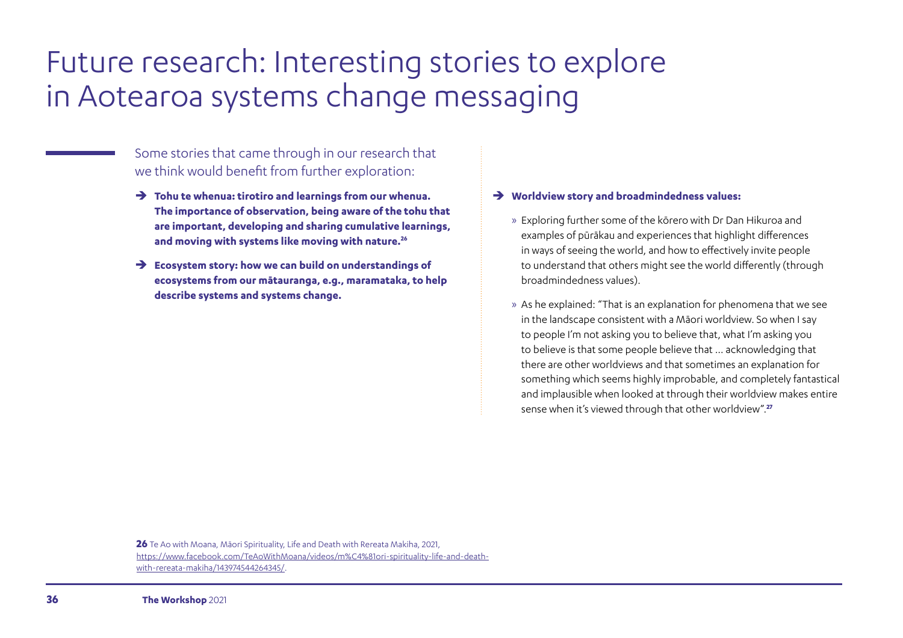# Future research: Interesting stories to explore in Aotearoa systems change messaging

Some stories that came through in our research that we think would benefit from further exploration:

- **Tohu te whenua: tirotiro and learnings from our whenua. The importance of observation, being aware of the tohu that are important, developing and sharing cumulative learnings, and moving with systems like moving with nature.**[26]
- **Ecosystem story: how we can build on understandings of ecosystems from our mātauranga, e.g., maramataka, to help describe systems and systems change.**
- **Worldview story and broadmindedness values:**
  - Exploring further some of the kōrero with Dr Dan Hikuroa and examples of pūrākau and experiences that highlight differences in ways of seeing the world, and how to effectively invite people to understand that others might see the world differently (through broadmindedness values).
  - As he explained: "That is an explanation for phenomena that we see in the landscape consistent with a Māori worldview. So when I say to people I'm not asking you to believe that, what I'm asking you to believe is that some people believe that ... acknowledging that there are other worldviews and that sometimes an explanation for something which seems highly improbable, and completely fantastical and implausible when looked at through their worldview makes entire sense when it's viewed through that other worldview".[27]

**26** Te Ao with Moana, Māori Spirituality, Life and Death with Rereata Makiha, 2021, https://www.facebook.com/TeAoWithMoana/videos/m%C4%81ori-spirituality-life-and-death-with-rereata-makiha/143974544264345/.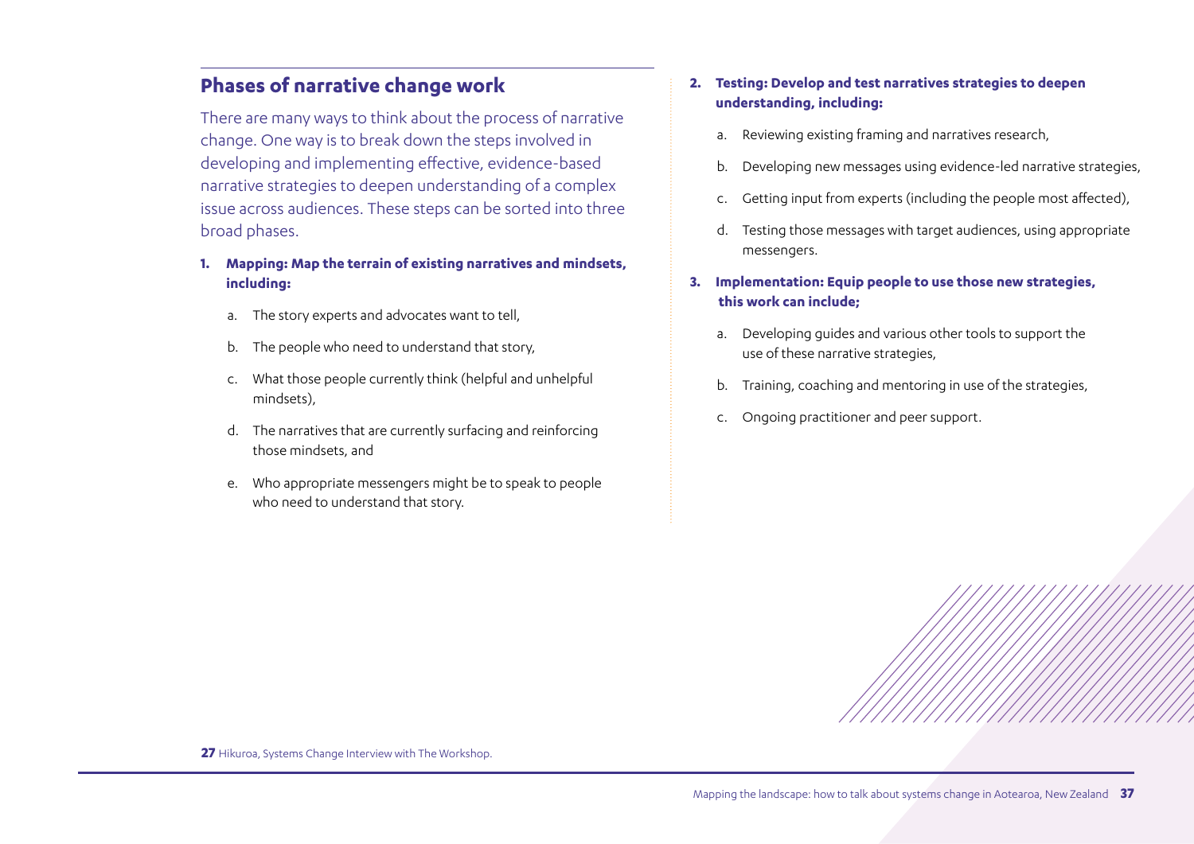## Phases of narrative change work

There are many ways to think about the process of narrative change. One way is to break down the steps involved in developing and implementing effective, evidence-based narrative strategies to deepen understanding of a complex issue across audiences. These steps can be sorted into three broad phases.

1. **Mapping: Map the terrain of existing narratives and mindsets, including:**
   a. The story experts and advocates want to tell,
   b. The people who need to understand that story,
   c. What those people currently think (helpful and unhelpful mindsets),
   d. The narratives that are currently surfacing and reinforcing those mindsets, and
   e. Who appropriate messengers might be to speak to people who need to understand that story.

2. **Testing: Develop and test narratives strategies to deepen understanding, including:**
   a. Reviewing existing framing and narratives research,
   b. Developing new messages using evidence-led narrative strategies,
   c. Getting input from experts (including the people most affected),
   d. Testing those messages with target audiences, using appropriate messengers.

3. **Implementation: Equip people to use those new strategies, this work can include;**
   a. Developing guides and various other tools to support the use of these narrative strategies,
   b. Training, coaching and mentoring in use of the strategies,
   c. Ongoing practitioner and peer support.

**27** Hikuroa, Systems Change Interview with The Workshop.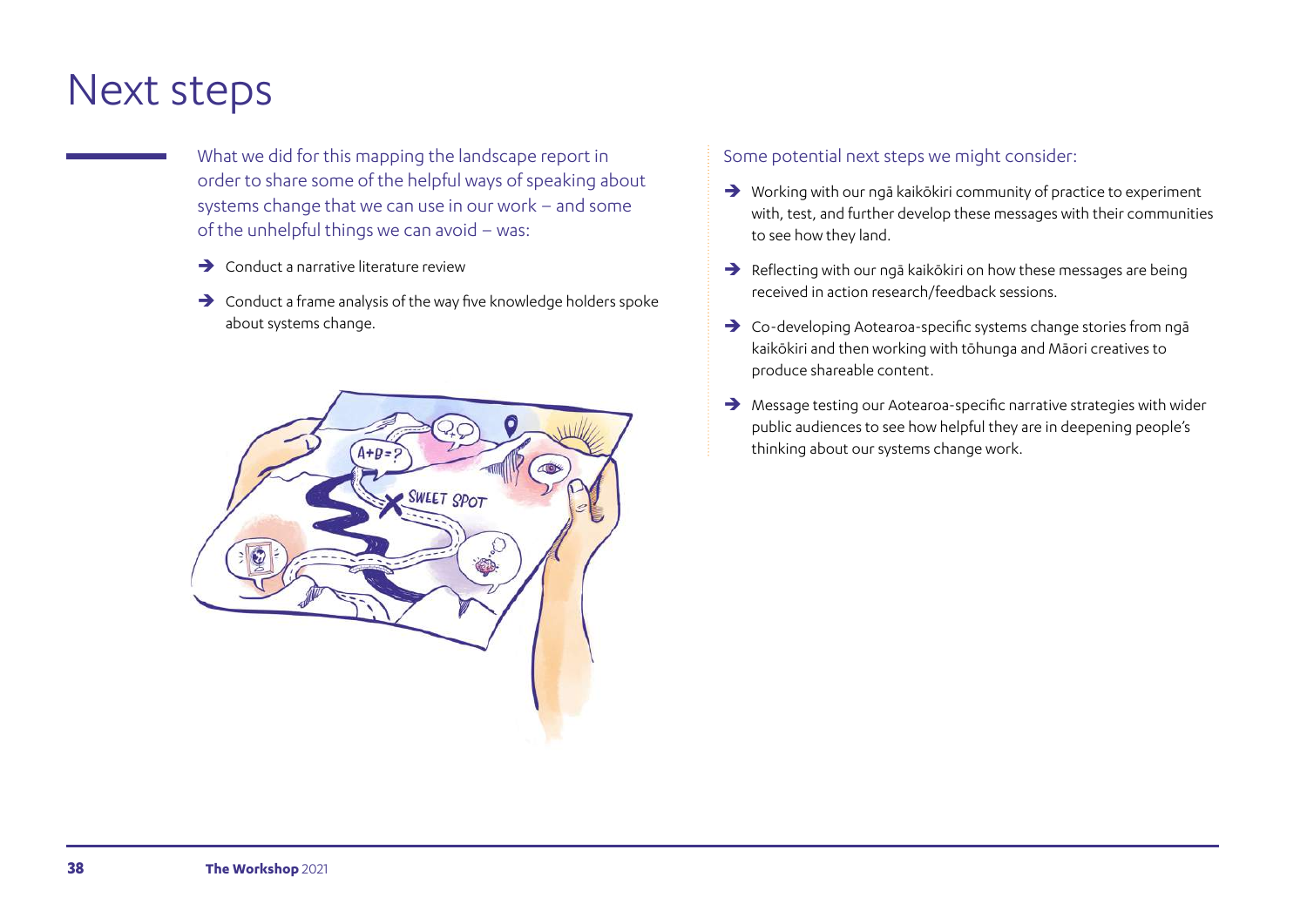# Next steps

What we did for this mapping the landscape report in order to share some of the helpful ways of speaking about systems change that we can use in our work – and some of the unhelpful things we can avoid – was:

- Conduct a narrative literature review
- Conduct a frame analysis of the way five knowledge holders spoke about systems change.

Some potential next steps we might consider:

- Working with our ngā kaikōkiri community of practice to experiment with, test, and further develop these messages with their communities to see how they land.
- Reflecting with our ngā kaikōkiri on how these messages are being received in action research/feedback sessions.
- Co-developing Aotearoa-specific systems change stories from ngā kaikōkiri and then working with tōhunga and Māori creatives to produce shareable content.
- Message testing our Aotearoa-specific narrative strategies with wider public audiences to see how helpful they are in deepening people's thinking about our systems change work.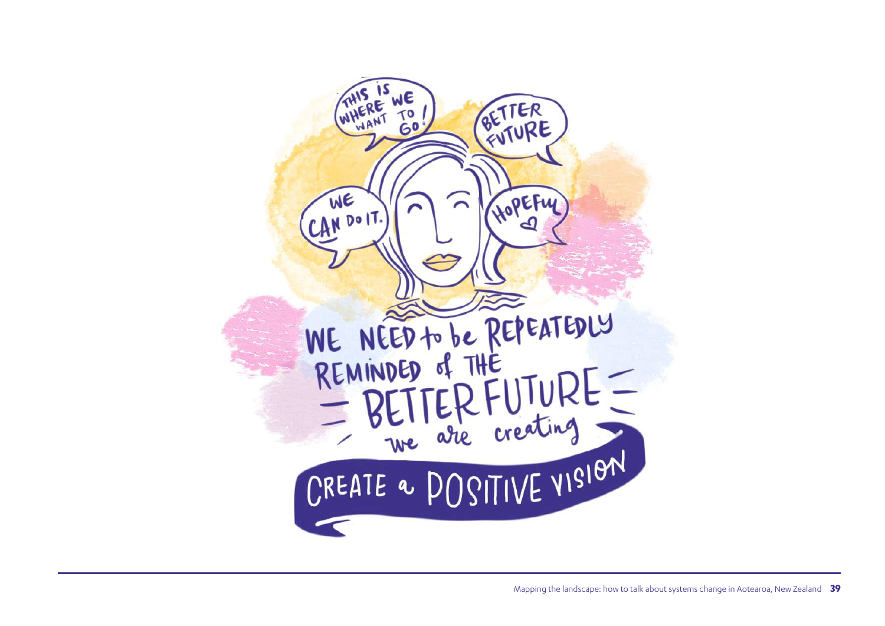THIS IS WHERE WE WANT TO GO!

BETTER FUTURE

WE CAN DO IT.

HOPEFUL

WE NEED to be REPEATEDLY REMINDED of THE BETTER FUTURE we are creating

CREATE a POSITIVE VISION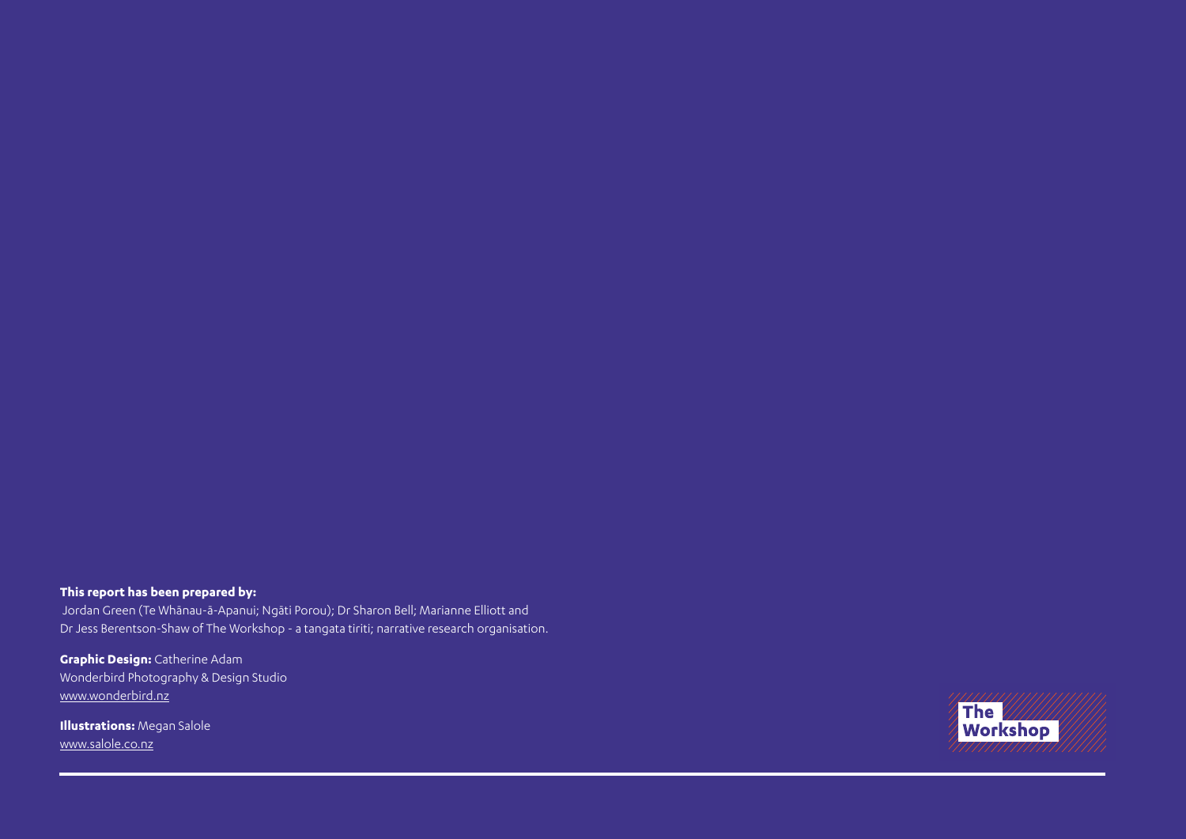**This report has been prepared by:**
Jordan Green (Te Whānau-ā-Apanui; Ngāti Porou); Dr Sharon Bell; Marianne Elliott and
Dr Jess Berentson-Shaw of The Workshop - a tangata tiriti; narrative research organisation.

**Graphic Design:** Catherine Adam
Wonderbird Photography & Design Studio
www.wonderbird.nz

**Illustrations:** Megan Salole
www.salole.co.nz

The Workshop